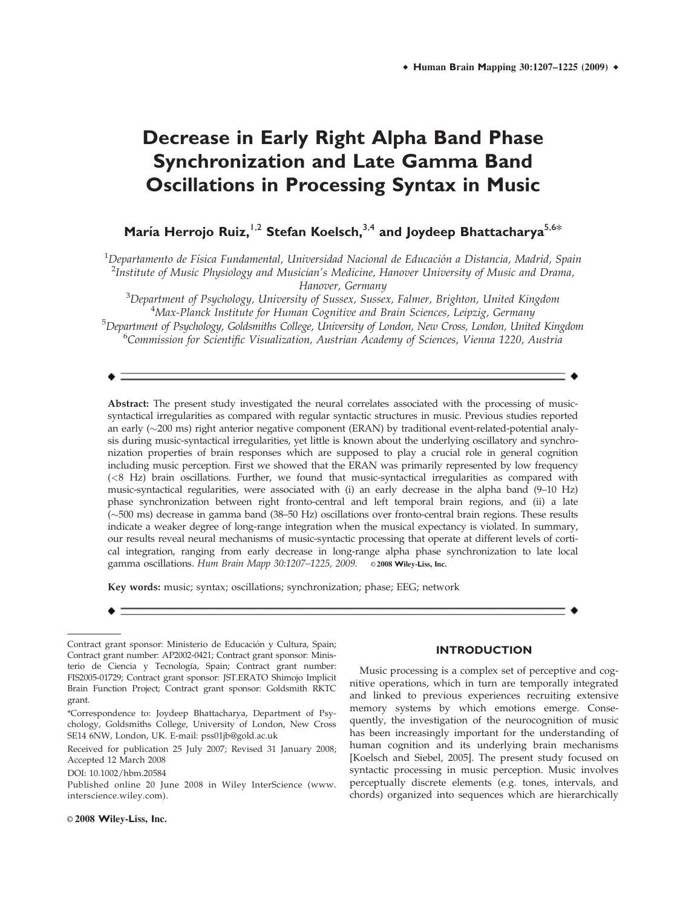# Decrease in Early Right Alpha Band Phase Synchronization and Late Gamma Band Oscillations in Processing Syntax in Music

**María Herrojo Ruiz,[1,2] Stefan Koelsch,[3,4] and Joydeep Bhattacharya[5,6]***

[1]Departamento de Física Fundamental, Universidad Nacional de Educación a Distancia, Madrid, Spain
[2]Institute of Music Physiology and Musician's Medicine, Hanover University of Music and Drama, Hanover, Germany
[3]Department of Psychology, University of Sussex, Sussex, Falmer, Brighton, United Kingdom
[4]Max-Planck Institute for Human Cognitive and Brain Sciences, Leipzig, Germany
[5]Department of Psychology, Goldsmiths College, University of London, New Cross, London, United Kingdom
[6]Commission for Scientific Visualization, Austrian Academy of Sciences, Vienna 1220, Austria

**Abstract:** The present study investigated the neural correlates associated with the processing of music-syntactical irregularities as compared with regular syntactic structures in music. Previous studies reported an early (~200 ms) right anterior negative component (ERAN) by traditional event-related-potential analysis during music-syntactical irregularities, yet little is known about the underlying oscillatory and synchronization properties of brain responses which are supposed to play a crucial role in general cognition including music perception. First we showed that the ERAN was primarily represented by low frequency (<8 Hz) brain oscillations. Further, we found that music-syntactical irregularities as compared with music-syntactical regularities, were associated with (i) an early decrease in the alpha band (9–10 Hz) phase synchronization between right fronto-central and left temporal brain regions, and (ii) a late (~500 ms) decrease in gamma band (38–50 Hz) oscillations over fronto-central brain regions. These results indicate a weaker degree of long-range integration when the musical expectancy is violated. In summary, our results reveal neural mechanisms of music-syntactic processing that operate at different levels of cortical integration, ranging from early decrease in long-range alpha phase synchronization to late local gamma oscillations. *Hum Brain Mapp 30:1207–1225, 2009.* © 2008 Wiley-Liss, Inc.

**Key words:** music; syntax; oscillations; synchronization; phase; EEG; network

Contract grant sponsor: Ministerio de Educación y Cultura, Spain; Contract grant number: AP2002-0421; Contract grant sponsor: Ministerio de Ciencia y Tecnología, Spain; Contract grant number: FIS2005-01729; Contract grant sponsor: JST.ERATO Shimojo Implicit Brain Function Project; Contract grant sponsor: Goldsmith RKTC grant.

*Correspondence to: Joydeep Bhattacharya, Department of Psychology, Goldsmiths College, University of London, New Cross SE14 6NW, London, UK. E-mail: pss01jb@gold.ac.uk

Received for publication 25 July 2007; Revised 31 January 2008; Accepted 12 March 2008

DOI: 10.1002/hbm.20584

Published online 20 June 2008 in Wiley InterScience (www.interscience.wiley.com).

© 2008 Wiley-Liss, Inc.

## INTRODUCTION

Music processing is a complex set of perceptive and cognitive operations, which in turn are temporally integrated and linked to previous experiences recruiting extensive memory systems by which emotions emerge. Consequently, the investigation of the neurocognition of music has been increasingly important for the understanding of human cognition and its underlying brain mechanisms [Koelsch and Siebel, 2005]. The present study focused on syntactic processing in music perception. Music involves perceptually discrete elements (e.g. tones, intervals, and chords) organized into sequences which are hierarchically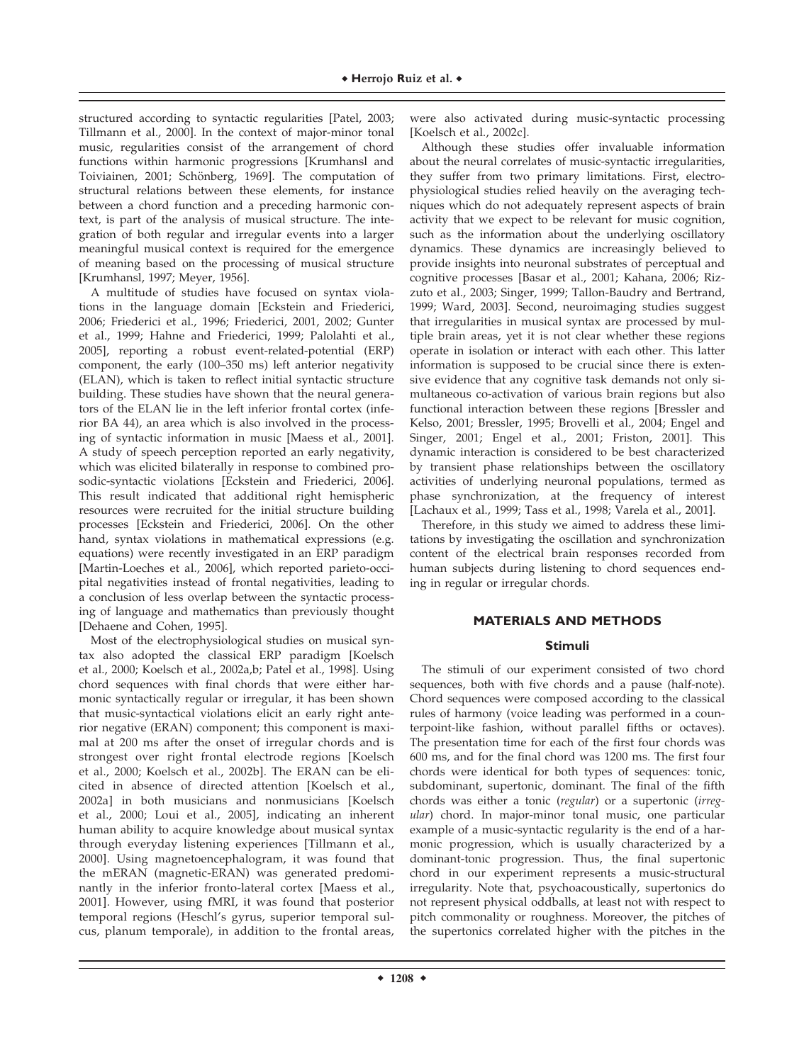structured according to syntactic regularities [Patel, 2003; Tillmann et al., 2000]. In the context of major-minor tonal music, regularities consist of the arrangement of chord functions within harmonic progressions [Krumhansl and Toiviainen, 2001; Schönberg, 1969]. The computation of structural relations between these elements, for instance between a chord function and a preceding harmonic context, is part of the analysis of musical structure. The integration of both regular and irregular events into a larger meaningful musical context is required for the emergence of meaning based on the processing of musical structure [Krumhansl, 1997; Meyer, 1956].

A multitude of studies have focused on syntax violations in the language domain [Eckstein and Friederici, 2006; Friederici et al., 1996; Friederici, 2001, 2002; Gunter et al., 1999; Hahne and Friederici, 1999; Palolahti et al., 2005], reporting a robust event-related-potential (ERP) component, the early (100–350 ms) left anterior negativity (ELAN), which is taken to reflect initial syntactic structure building. These studies have shown that the neural generators of the ELAN lie in the left inferior frontal cortex (inferior BA 44), an area which is also involved in the processing of syntactic information in music [Maess et al., 2001]. A study of speech perception reported an early negativity, which was elicited bilaterally in response to combined prosodic-syntactic violations [Eckstein and Friederici, 2006]. This result indicated that additional right hemispheric resources were recruited for the initial structure building processes [Eckstein and Friederici, 2006]. On the other hand, syntax violations in mathematical expressions (e.g. equations) were recently investigated in an ERP paradigm [Martin-Loeches et al., 2006], which reported parieto-occipital negativities instead of frontal negativities, leading to a conclusion of less overlap between the syntactic processing of language and mathematics than previously thought [Dehaene and Cohen, 1995].

Most of the electrophysiological studies on musical syntax also adopted the classical ERP paradigm [Koelsch et al., 2000; Koelsch et al., 2002a,b; Patel et al., 1998]. Using chord sequences with final chords that were either harmonic syntactically regular or irregular, it has been shown that music-syntactical violations elicit an early right anterior negative (ERAN) component; this component is maximal at 200 ms after the onset of irregular chords and is strongest over right frontal electrode regions [Koelsch et al., 2000; Koelsch et al., 2002b]. The ERAN can be elicited in absence of directed attention [Koelsch et al., 2002a] in both musicians and nonmusicians [Koelsch et al., 2000; Loui et al., 2005], indicating an inherent human ability to acquire knowledge about musical syntax through everyday listening experiences [Tillmann et al., 2000]. Using magnetoencephalogram, it was found that the mERAN (magnetic-ERAN) was generated predominantly in the inferior fronto-lateral cortex [Maess et al., 2001]. However, using fMRI, it was found that posterior temporal regions (Heschl's gyrus, superior temporal sulcus, planum temporale), in addition to the frontal areas, were also activated during music-syntactic processing [Koelsch et al., 2002c].

Although these studies offer invaluable information about the neural correlates of music-syntactic irregularities, they suffer from two primary limitations. First, electrophysiological studies relied heavily on the averaging techniques which do not adequately represent aspects of brain activity that we expect to be relevant for music cognition, such as the information about the underlying oscillatory dynamics. These dynamics are increasingly believed to provide insights into neuronal substrates of perceptual and cognitive processes [Basar et al., 2001; Kahana, 2006; Rizzuto et al., 2003; Singer, 1999; Tallon-Baudry and Bertrand, 1999; Ward, 2003]. Second, neuroimaging studies suggest that irregularities in musical syntax are processed by multiple brain areas, yet it is not clear whether these regions operate in isolation or interact with each other. This latter information is supposed to be crucial since there is extensive evidence that any cognitive task demands not only simultaneous co-activation of various brain regions but also functional interaction between these regions [Bressler and Kelso, 2001; Bressler, 1995; Brovelli et al., 2004; Engel and Singer, 2001; Engel et al., 2001; Friston, 2001]. This dynamic interaction is considered to be best characterized by transient phase relationships between the oscillatory activities of underlying neuronal populations, termed as phase synchronization, at the frequency of interest [Lachaux et al., 1999; Tass et al., 1998; Varela et al., 2001].

Therefore, in this study we aimed to address these limitations by investigating the oscillation and synchronization content of the electrical brain responses recorded from human subjects during listening to chord sequences ending in regular or irregular chords.

## MATERIALS AND METHODS

### Stimuli

The stimuli of our experiment consisted of two chord sequences, both with five chords and a pause (half-note). Chord sequences were composed according to the classical rules of harmony (voice leading was performed in a counterpoint-like fashion, without parallel fifths or octaves). The presentation time for each of the first four chords was 600 ms, and for the final chord was 1200 ms. The first four chords were identical for both types of sequences: tonic, subdominant, supertonic, dominant. The final of the fifth chords was either a tonic (*regular*) or a supertonic (*irregular*) chord. In major-minor tonal music, one particular example of a music-syntactic regularity is the end of a harmonic progression, which is usually characterized by a dominant-tonic progression. Thus, the final supertonic chord in our experiment represents a music-structural irregularity. Note that, psychoacoustically, supertonics do not represent physical oddballs, at least not with respect to pitch commonality or roughness. Moreover, the pitches of the supertonics correlated higher with the pitches in the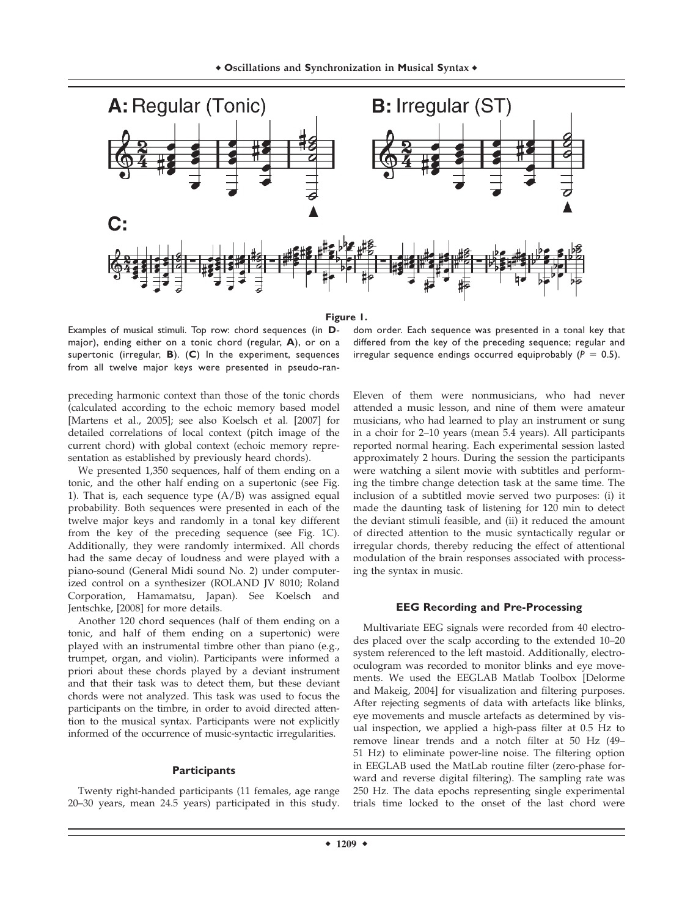**Figure 1.**

Examples of musical stimuli. Top row: chord sequences (in **D**-major), ending either on a tonic chord (regular, **A**), or on a supertonic (irregular, **B**). (**C**) In the experiment, sequences from all twelve major keys were presented in pseudo-random order. Each sequence was presented in a tonal key that differed from the key of the preceding sequence; regular and irregular sequence endings occurred equiprobably ($P = 0.5$).

preceding harmonic context than those of the tonic chords (calculated according to the echoic memory based model [Martens et al., 2005]; see also Koelsch et al. [2007] for detailed correlations of local context (pitch image of the current chord) with global context (echoic memory representation as established by previously heard chords).

We presented 1,350 sequences, half of them ending on a tonic, and the other half ending on a supertonic (see Fig. 1). That is, each sequence type (A/B) was assigned equal probability. Both sequences were presented in each of the twelve major keys and randomly in a tonal key different from the key of the preceding sequence (see Fig. 1C). Additionally, they were randomly intermixed. All chords had the same decay of loudness and were played with a piano-sound (General Midi sound No. 2) under computerized control on a synthesizer (ROLAND JV 8010; Roland Corporation, Hamamatsu, Japan). See Koelsch and Jentschke, [2008] for more details.

Another 120 chord sequences (half of them ending on a tonic, and half of them ending on a supertonic) were played with an instrumental timbre other than piano (e.g., trumpet, organ, and violin). Participants were informed a priori about these chords played by a deviant instrument and that their task was to detect them, but these deviant chords were not analyzed. This task was used to focus the participants on the timbre, in order to avoid directed attention to the musical syntax. Participants were not explicitly informed of the occurrence of music-syntactic irregularities.

### Participants

Twenty right-handed participants (11 females, age range 20–30 years, mean 24.5 years) participated in this study. Eleven of them were nonmusicians, who had never attended a music lesson, and nine of them were amateur musicians, who had learned to play an instrument or sung in a choir for 2–10 years (mean 5.4 years). All participants reported normal hearing. Each experimental session lasted approximately 2 hours. During the session the participants were watching a silent movie with subtitles and performing the timbre change detection task at the same time. The inclusion of a subtitled movie served two purposes: (i) it made the daunting task of listening for 120 min to detect the deviant stimuli feasible, and (ii) it reduced the amount of directed attention to the music syntactically regular or irregular chords, thereby reducing the effect of attentional modulation of the brain responses associated with processing the syntax in music.

### EEG Recording and Pre-Processing

Multivariate EEG signals were recorded from 40 electrodes placed over the scalp according to the extended 10–20 system referenced to the left mastoid. Additionally, electrooculogram was recorded to monitor blinks and eye movements. We used the EEGLAB Matlab Toolbox [Delorme and Makeig, 2004] for visualization and filtering purposes. After rejecting segments of data with artefacts like blinks, eye movements and muscle artefacts as determined by visual inspection, we applied a high-pass filter at 0.5 Hz to remove linear trends and a notch filter at 50 Hz (49–51 Hz) to eliminate power-line noise. The filtering option in EEGLAB used the MatLab routine filter (zero-phase forward and reverse digital filtering). The sampling rate was 250 Hz. The data epochs representing single experimental trials time locked to the onset of the last chord were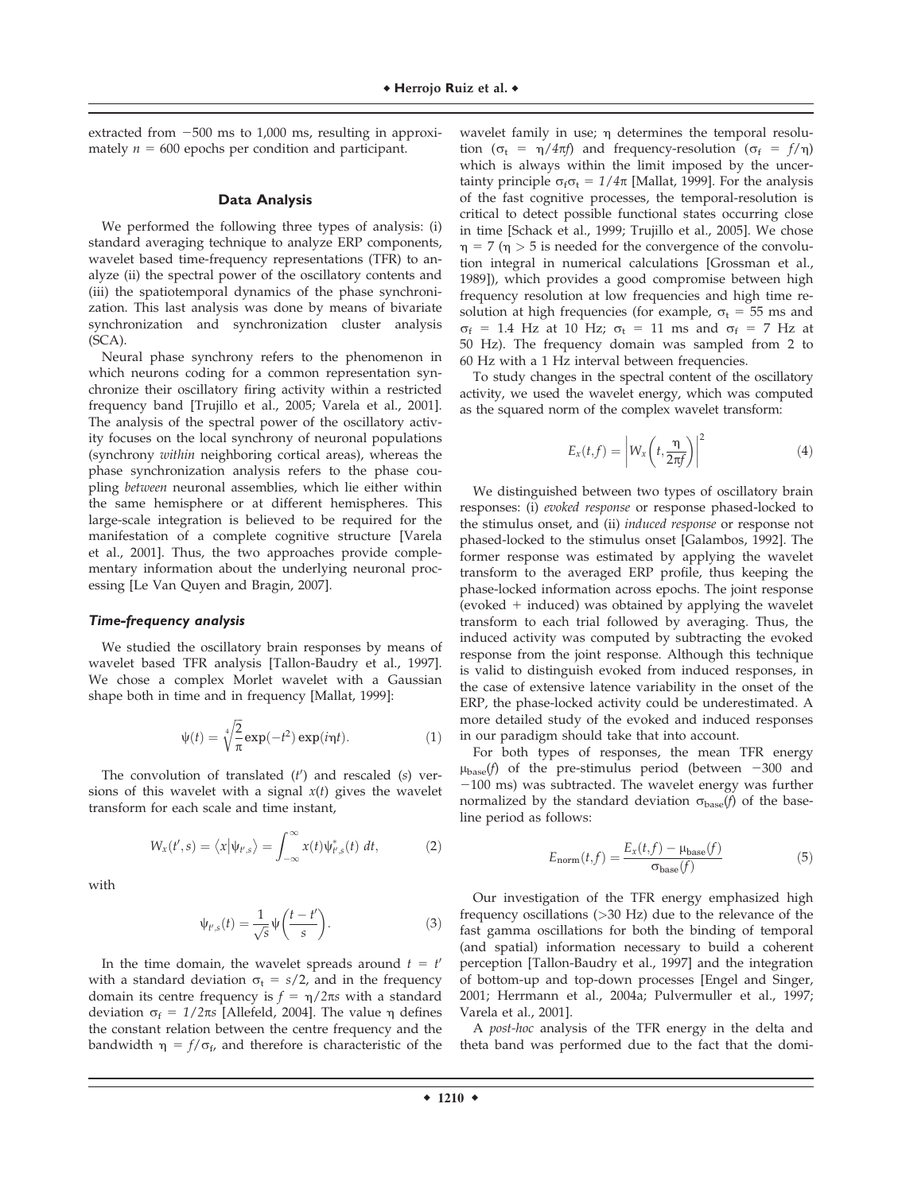extracted from −500 ms to 1,000 ms, resulting in approximately $n = 600$ epochs per condition and participant.

## Data Analysis

We performed the following three types of analysis: (i) standard averaging technique to analyze ERP components, wavelet based time-frequency representations (TFR) to analyze (ii) the spectral power of the oscillatory contents and (iii) the spatiotemporal dynamics of the phase synchronization. This last analysis was done by means of bivariate synchronization and synchronization cluster analysis (SCA).

Neural phase synchrony refers to the phenomenon in which neurons coding for a common representation synchronize their oscillatory firing activity within a restricted frequency band [Trujillo et al., 2005; Varela et al., 2001]. The analysis of the spectral power of the oscillatory activity focuses on the local synchrony of neuronal populations (synchrony *within* neighboring cortical areas), whereas the phase synchronization analysis refers to the phase coupling *between* neuronal assemblies, which lie either within the same hemisphere or at different hemispheres. This large-scale integration is believed to be required for the manifestation of a complete cognitive structure [Varela et al., 2001]. Thus, the two approaches provide complementary information about the underlying neuronal processing [Le Van Quyen and Bragin, 2007].

### Time-frequency analysis

We studied the oscillatory brain responses by means of wavelet based TFR analysis [Tallon-Baudry et al., 1997]. We chose a complex Morlet wavelet with a Gaussian shape both in time and in frequency [Mallat, 1999]:

$$\psi(t) = \sqrt[4]{\frac{2}{\pi}} \exp(-t^2) \exp(i\eta t). \tag{1}$$

The convolution of translated ($t'$) and rescaled ($s$) versions of this wavelet with a signal $x(t)$ gives the wavelet transform for each scale and time instant,

$$W_x(t', s) = \langle x | \psi_{t',s} \rangle = \int_{-\infty}^{\infty} x(t) \psi^*_{t',s}(t)\, dt, \tag{2}$$

with

$$\psi_{t',s}(t) = \frac{1}{\sqrt{s}} \psi\left(\frac{t - t'}{s}\right). \tag{3}$$

In the time domain, the wavelet spreads around $t = t'$ with a standard deviation $\sigma_t = s/2$, and in the frequency domain its centre frequency is $f = \eta/2\pi s$ with a standard deviation $\sigma_f = 1/2\pi s$ [Allefeld, 2004]. The value $\eta$ defines the constant relation between the centre frequency and the bandwidth $\eta = f/\sigma_f$, and therefore is characteristic of the wavelet family in use; $\eta$ determines the temporal resolution ($\sigma_t = \eta/4\pi f$) and frequency-resolution ($\sigma_f = f/\eta$) which is always within the limit imposed by the uncertainty principle $\sigma_f \sigma_t = 1/4\pi$ [Mallat, 1999]. For the analysis of the fast cognitive processes, the temporal-resolution is critical to detect possible functional states occurring close in time [Schack et al., 1999; Trujillo et al., 2005]. We chose $\eta = 7$ ($\eta > 5$ is needed for the convergence of the convolution integral in numerical calculations [Grossman et al., 1989]), which provides a good compromise between high frequency resolution at low frequencies and high time resolution at high frequencies (for example, $\sigma_t = 55$ ms and $\sigma_f = 1.4$ Hz at 10 Hz; $\sigma_t = 11$ ms and $\sigma_f = 7$ Hz at 50 Hz). The frequency domain was sampled from 2 to 60 Hz with a 1 Hz interval between frequencies.

To study changes in the spectral content of the oscillatory activity, we used the wavelet energy, which was computed as the squared norm of the complex wavelet transform:

$$E_x(t, f) = \left| W_x\left(t, \frac{\eta}{2\pi f}\right) \right|^2 \tag{4}$$

We distinguished between two types of oscillatory brain responses: (i) *evoked response* or response phased-locked to the stimulus onset, and (ii) *induced response* or response not phased-locked to the stimulus onset [Galambos, 1992]. The former response was estimated by applying the wavelet transform to the averaged ERP profile, thus keeping the phase-locked information across epochs. The joint response (evoked + induced) was obtained by applying the wavelet transform to each trial followed by averaging. Thus, the induced activity was computed by subtracting the evoked response from the joint response. Although this technique is valid to distinguish evoked from induced responses, in the case of extensive latence variability in the onset of the ERP, the phase-locked activity could be underestimated. A more detailed study of the evoked and induced responses in our paradigm should take that into account.

For both types of responses, the mean TFR energy $\mu_{\text{base}}(f)$ of the pre-stimulus period (between −300 and −100 ms) was subtracted. The wavelet energy was further normalized by the standard deviation $\sigma_{\text{base}}(f)$ of the baseline period as follows:

$$E_{\text{norm}}(t, f) = \frac{E_x(t, f) - \mu_{\text{base}}(f)}{\sigma_{\text{base}}(f)} \tag{5}$$

Our investigation of the TFR energy emphasized high frequency oscillations (>30 Hz) due to the relevance of the fast gamma oscillations for both the binding of temporal (and spatial) information necessary to build a coherent perception [Tallon-Baudry et al., 1997] and the integration of bottom-up and top-down processes [Engel and Singer, 2001; Herrmann et al., 2004a; Pulvermuller et al., 1997; Varela et al., 2001].

A *post-hoc* analysis of the TFR energy in the delta and theta band was performed due to the fact that the domi-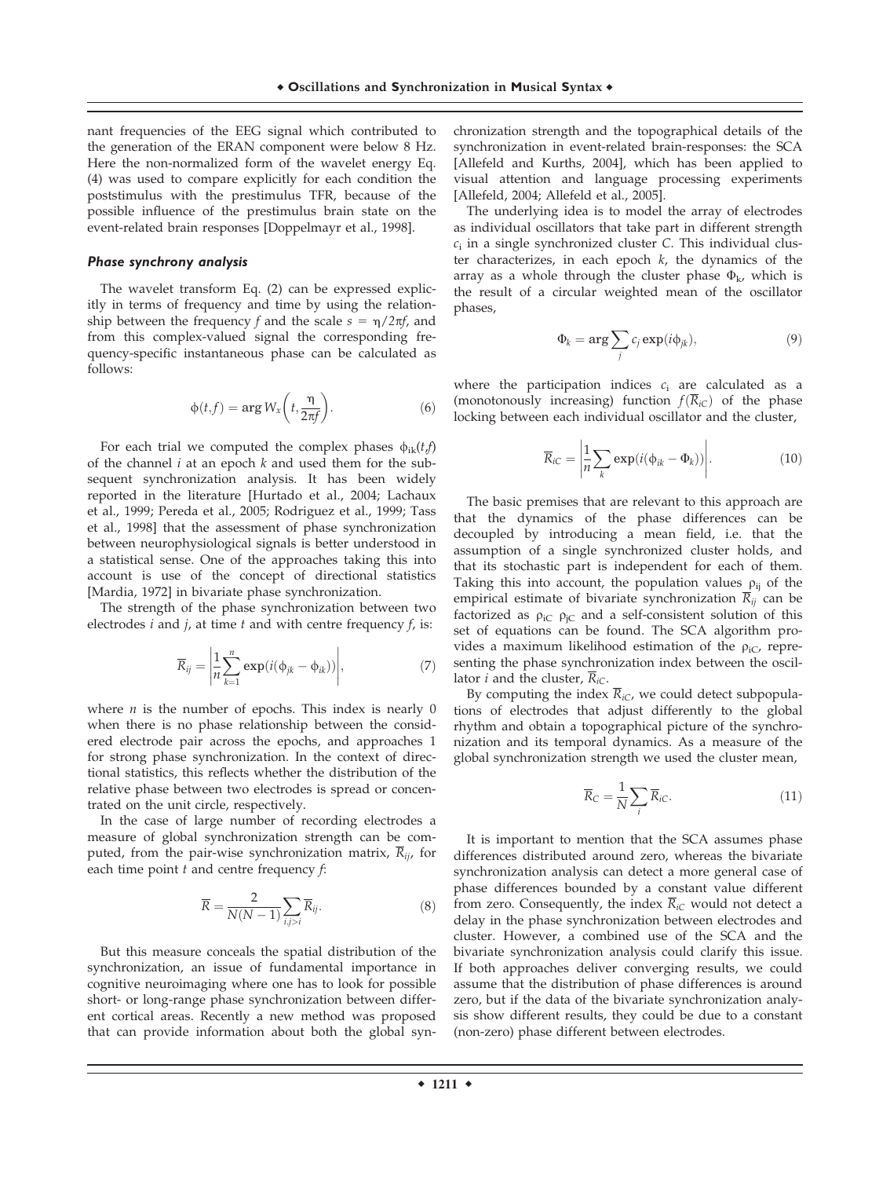nant frequencies of the EEG signal which contributed to the generation of the ERAN component were below 8 Hz. Here the non-normalized form of the wavelet energy Eq. (4) was used to compare explicitly for each condition the poststimulus with the prestimulus TFR, because of the possible influence of the prestimulus brain state on the event-related brain responses [Doppelmayr et al., 1998].

### *Phase synchrony analysis*

The wavelet transform Eq. (2) can be expressed explicitly in terms of frequency and time by using the relationship between the frequency $f$ and the scale $s = \eta/2\pi f$, and from this complex-valued signal the corresponding frequency-specific instantaneous phase can be calculated as follows:

$$\phi(t,f) = \arg W_x\left(t, \frac{\eta}{2\pi f}\right). \tag{6}$$

For each trial we computed the complex phases $\phi_{ik}(t,f)$ of the channel $i$ at an epoch $k$ and used them for the subsequent synchronization analysis. It has been widely reported in the literature [Hurtado et al., 2004; Lachaux et al., 1999; Pereda et al., 2005; Rodriguez et al., 1999; Tass et al., 1998] that the assessment of phase synchronization between neurophysiological signals is better understood in a statistical sense. One of the approaches taking this into account is use of the concept of directional statistics [Mardia, 1972] in bivariate phase synchronization.

The strength of the phase synchronization between two electrodes $i$ and $j$, at time $t$ and with centre frequency $f$, is:

$$\overline{R}_{ij} = \left| \frac{1}{n} \sum_{k=1}^{n} \exp(i(\phi_{jk} - \phi_{ik})) \right|, \tag{7}$$

where $n$ is the number of epochs. This index is nearly 0 when there is no phase relationship between the considered electrode pair across the epochs, and approaches 1 for strong phase synchronization. In the context of directional statistics, this reflects whether the distribution of the relative phase between two electrodes is spread or concentrated on the unit circle, respectively.

In the case of large number of recording electrodes a measure of global synchronization strength can be computed, from the pair-wise synchronization matrix, $\overline{R}_{ij}$, for each time point $t$ and centre frequency $f$:

$$\overline{R} = \frac{2}{N(N-1)} \sum_{i,j>i} \overline{R}_{ij}. \tag{8}$$

But this measure conceals the spatial distribution of the synchronization, an issue of fundamental importance in cognitive neuroimaging where one has to look for possible short- or long-range phase synchronization between different cortical areas. Recently a new method was proposed that can provide information about both the global synchronization strength and the topographical details of the synchronization in event-related brain-responses: the SCA [Allefeld and Kurths, 2004], which has been applied to visual attention and language processing experiments [Allefeld, 2004; Allefeld et al., 2005].

The underlying idea is to model the array of electrodes as individual oscillators that take part in different strength $c_i$ in a single synchronized cluster $C$. This individual cluster characterizes, in each epoch $k$, the dynamics of the array as a whole through the cluster phase $\Phi_k$, which is the result of a circular weighted mean of the oscillator phases,

$$\Phi_k = \arg \sum_j c_j \exp(i\phi_{jk}), \tag{9}$$

where the participation indices $c_i$ are calculated as a (monotonously increasing) function $f(\overline{R}_{iC})$ of the phase locking between each individual oscillator and the cluster,

$$\overline{R}_{iC} = \left| \frac{1}{n} \sum_k \exp(i(\phi_{ik} - \Phi_k)) \right|. \tag{10}$$

The basic premises that are relevant to this approach are that the dynamics of the phase differences can be decoupled by introducing a mean field, i.e. that the assumption of a single synchronized cluster holds, and that its stochastic part is independent for each of them. Taking this into account, the population values $\rho_{ij}$ of the empirical estimate of bivariate synchronization $\overline{R}_{ij}$ can be factorized as $\rho_{iC}\ \rho_{jC}$ and a self-consistent solution of this set of equations can be found. The SCA algorithm provides a maximum likelihood estimation of the $\rho_{iC}$, representing the phase synchronization index between the oscillator $i$ and the cluster, $\overline{R}_{iC}$.

By computing the index $\overline{R}_{iC}$, we could detect subpopulations of electrodes that adjust differently to the global rhythm and obtain a topographical picture of the synchronization and its temporal dynamics. As a measure of the global synchronization strength we used the cluster mean,

$$\overline{R}_C = \frac{1}{N} \sum_i \overline{R}_{iC}. \tag{11}$$

It is important to mention that the SCA assumes phase differences distributed around zero, whereas the bivariate synchronization analysis can detect a more general case of phase differences bounded by a constant value different from zero. Consequently, the index $\overline{R}_{iC}$ would not detect a delay in the phase synchronization between electrodes and cluster. However, a combined use of the SCA and the bivariate synchronization analysis could clarify this issue. If both approaches deliver converging results, we could assume that the distribution of phase differences is around zero, but if the data of the bivariate synchronization analysis show different results, they could be due to a constant (non-zero) phase different between electrodes.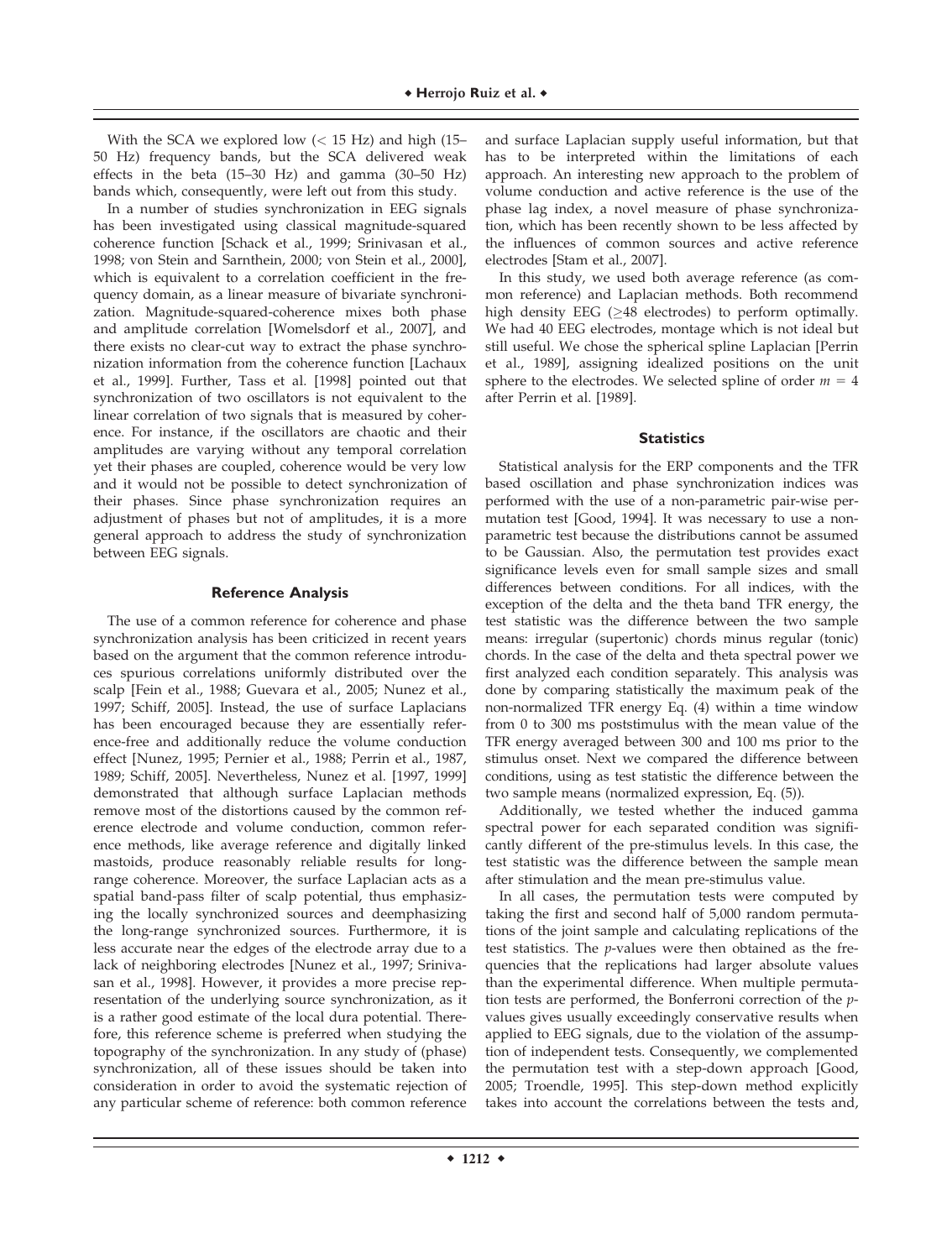With the SCA we explored low (< 15 Hz) and high (15–50 Hz) frequency bands, but the SCA delivered weak effects in the beta (15–30 Hz) and gamma (30–50 Hz) bands which, consequently, were left out from this study.

In a number of studies synchronization in EEG signals has been investigated using classical magnitude-squared coherence function [Schack et al., 1999; Srinivasan et al., 1998; von Stein and Sarnthein, 2000; von Stein et al., 2000], which is equivalent to a correlation coefficient in the frequency domain, as a linear measure of bivariate synchronization. Magnitude-squared-coherence mixes both phase and amplitude correlation [Womelsdorf et al., 2007], and there exists no clear-cut way to extract the phase synchronization information from the coherence function [Lachaux et al., 1999]. Further, Tass et al. [1998] pointed out that synchronization of two oscillators is not equivalent to the linear correlation of two signals that is measured by coherence. For instance, if the oscillators are chaotic and their amplitudes are varying without any temporal correlation yet their phases are coupled, coherence would be very low and it would not be possible to detect synchronization of their phases. Since phase synchronization requires an adjustment of phases but not of amplitudes, it is a more general approach to address the study of synchronization between EEG signals.

### Reference Analysis

The use of a common reference for coherence and phase synchronization analysis has been criticized in recent years based on the argument that the common reference introduces spurious correlations uniformly distributed over the scalp [Fein et al., 1988; Guevara et al., 2005; Nunez et al., 1997; Schiff, 2005]. Instead, the use of surface Laplacians has been encouraged because they are essentially reference-free and additionally reduce the volume conduction effect [Nunez, 1995; Pernier et al., 1988; Perrin et al., 1987, 1989; Schiff, 2005]. Nevertheless, Nunez et al. [1997, 1999] demonstrated that although surface Laplacian methods remove most of the distortions caused by the common reference electrode and volume conduction, common reference methods, like average reference and digitally linked mastoids, produce reasonably reliable results for long-range coherence. Moreover, the surface Laplacian acts as a spatial band-pass filter of scalp potential, thus emphasizing the locally synchronized sources and deemphasizing the long-range synchronized sources. Furthermore, it is less accurate near the edges of the electrode array due to a lack of neighboring electrodes [Nunez et al., 1997; Srinivasan et al., 1998]. However, it provides a more precise representation of the underlying source synchronization, as it is a rather good estimate of the local dura potential. Therefore, this reference scheme is preferred when studying the topography of the synchronization. In any study of (phase) synchronization, all of these issues should be taken into consideration in order to avoid the systematic rejection of any particular scheme of reference: both common reference and surface Laplacian supply useful information, but that has to be interpreted within the limitations of each approach. An interesting new approach to the problem of volume conduction and active reference is the use of the phase lag index, a novel measure of phase synchronization, which has been recently shown to be less affected by the influences of common sources and active reference electrodes [Stam et al., 2007].

In this study, we used both average reference (as common reference) and Laplacian methods. Both recommend high density EEG (≥48 electrodes) to perform optimally. We had 40 EEG electrodes, montage which is not ideal but still useful. We chose the spherical spline Laplacian [Perrin et al., 1989], assigning idealized positions on the unit sphere to the electrodes. We selected spline of order $m = 4$ after Perrin et al. [1989].

### Statistics

Statistical analysis for the ERP components and the TFR based oscillation and phase synchronization indices was performed with the use of a non-parametric pair-wise permutation test [Good, 1994]. It was necessary to use a non-parametric test because the distributions cannot be assumed to be Gaussian. Also, the permutation test provides exact significance levels even for small sample sizes and small differences between conditions. For all indices, with the exception of the delta and the theta band TFR energy, the test statistic was the difference between the two sample means: irregular (supertonic) chords minus regular (tonic) chords. In the case of the delta and theta spectral power we first analyzed each condition separately. This analysis was done by comparing statistically the maximum peak of the non-normalized TFR energy Eq. (4) within a time window from 0 to 300 ms poststimulus with the mean value of the TFR energy averaged between 300 and 100 ms prior to the stimulus onset. Next we compared the difference between conditions, using as test statistic the difference between the two sample means (normalized expression, Eq. (5)).

Additionally, we tested whether the induced gamma spectral power for each separated condition was significantly different of the pre-stimulus levels. In this case, the test statistic was the difference between the sample mean after stimulation and the mean pre-stimulus value.

In all cases, the permutation tests were computed by taking the first and second half of 5,000 random permutations of the joint sample and calculating replications of the test statistics. The $p$-values were then obtained as the frequencies that the replications had larger absolute values than the experimental difference. When multiple permutation tests are performed, the Bonferroni correction of the $p$-values gives usually exceedingly conservative results when applied to EEG signals, due to the violation of the assumption of independent tests. Consequently, we complemented the permutation test with a step-down approach [Good, 2005; Troendle, 1995]. This step-down method explicitly takes into account the correlations between the tests and,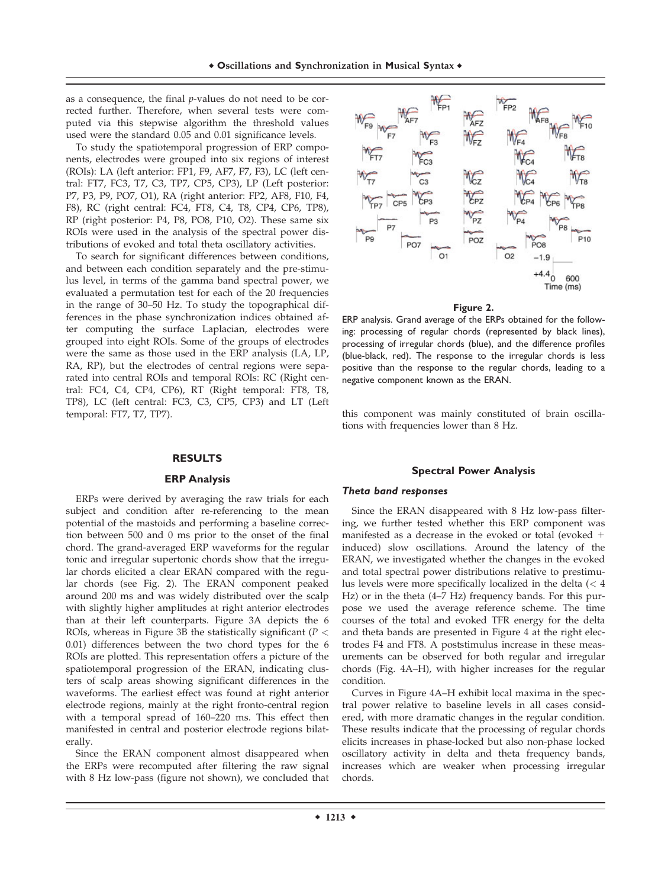as a consequence, the final *p*-values do not need to be corrected further. Therefore, when several tests were computed via this stepwise algorithm the threshold values used were the standard 0.05 and 0.01 significance levels.

To study the spatiotemporal progression of ERP components, electrodes were grouped into six regions of interest (ROIs): LA (left anterior: FP1, F9, AF7, F7, F3), LC (left central: FT7, FC3, T7, C3, TP7, CP5, CP3), LP (Left posterior: P7, P3, P9, PO7, O1), RA (right anterior: FP2, AF8, F10, F4, F8), RC (right central: FC4, FT8, C4, T8, CP4, CP6, TP8), RP (right posterior: P4, P8, PO8, P10, O2). These same six ROIs were used in the analysis of the spectral power distributions of evoked and total theta oscillatory activities.

To search for significant differences between conditions, and between each condition separately and the pre-stimulus level, in terms of the gamma band spectral power, we evaluated a permutation test for each of the 20 frequencies in the range of 30–50 Hz. To study the topographical differences in the phase synchronization indices obtained after computing the surface Laplacian, electrodes were grouped into eight ROIs. Some of the groups of electrodes were the same as those used in the ERP analysis (LA, LP, RA, RP), but the electrodes of central regions were separated into central ROIs and temporal ROIs: RC (Right central: FC4, C4, CP4, CP6), RT (Right temporal: FT8, T8, TP8), LC (left central: FC3, C3, CP5, CP3) and LT (Left temporal: FT7, T7, TP7).

## RESULTS

### ERP Analysis

ERPs were derived by averaging the raw trials for each subject and condition after re-referencing to the mean potential of the mastoids and performing a baseline correction between 500 and 0 ms prior to the onset of the final chord. The grand-averaged ERP waveforms for the regular tonic and irregular supertonic chords show that the irregular chords elicited a clear ERAN compared with the regular chords (see Fig. 2). The ERAN component peaked around 200 ms and was widely distributed over the scalp with slightly higher amplitudes at right anterior electrodes than at their left counterparts. Figure 3A depicts the 6 ROIs, whereas in Figure 3B the statistically significant ($P < 0.01$) differences between the two chord types for the 6 ROIs are plotted. This representation offers a picture of the spatiotemporal progression of the ERAN, indicating clusters of scalp areas showing significant differences in the waveforms. The earliest effect was found at right anterior electrode regions, mainly at the right fronto-central region with a temporal spread of 160–220 ms. This effect then manifested in central and posterior electrode regions bilaterally.

Since the ERAN component almost disappeared when the ERPs were recomputed after filtering the raw signal with 8 Hz low-pass (figure not shown), we concluded that this component was mainly constituted of brain oscillations with frequencies lower than 8 Hz.

**Figure 2.**

ERP analysis. Grand average of the ERPs obtained for the following: processing of regular chords (represented by black lines), processing of irregular chords (blue), and the difference profiles (blue-black, red). The response to the irregular chords is less positive than the response to the regular chords, leading to a negative component known as the ERAN.

### Spectral Power Analysis

#### *Theta band responses*

Since the ERAN disappeared with 8 Hz low-pass filtering, we further tested whether this ERP component was manifested as a decrease in the evoked or total (evoked + induced) slow oscillations. Around the latency of the ERAN, we investigated whether the changes in the evoked and total spectral power distributions relative to prestimulus levels were more specifically localized in the delta (< 4 Hz) or in the theta (4–7 Hz) frequency bands. For this purpose we used the average reference scheme. The time courses of the total and evoked TFR energy for the delta and theta bands are presented in Figure 4 at the right electrodes F4 and FT8. A poststimulus increase in these measurements can be observed for both regular and irregular chords (Fig. 4A–H), with higher increases for the regular condition.

Curves in Figure 4A–H exhibit local maxima in the spectral power relative to baseline levels in all cases considered, with more dramatic changes in the regular condition. These results indicate that the processing of regular chords elicits increases in phase-locked but also non-phase locked oscillatory activity in delta and theta frequency bands, increases which are weaker when processing irregular chords.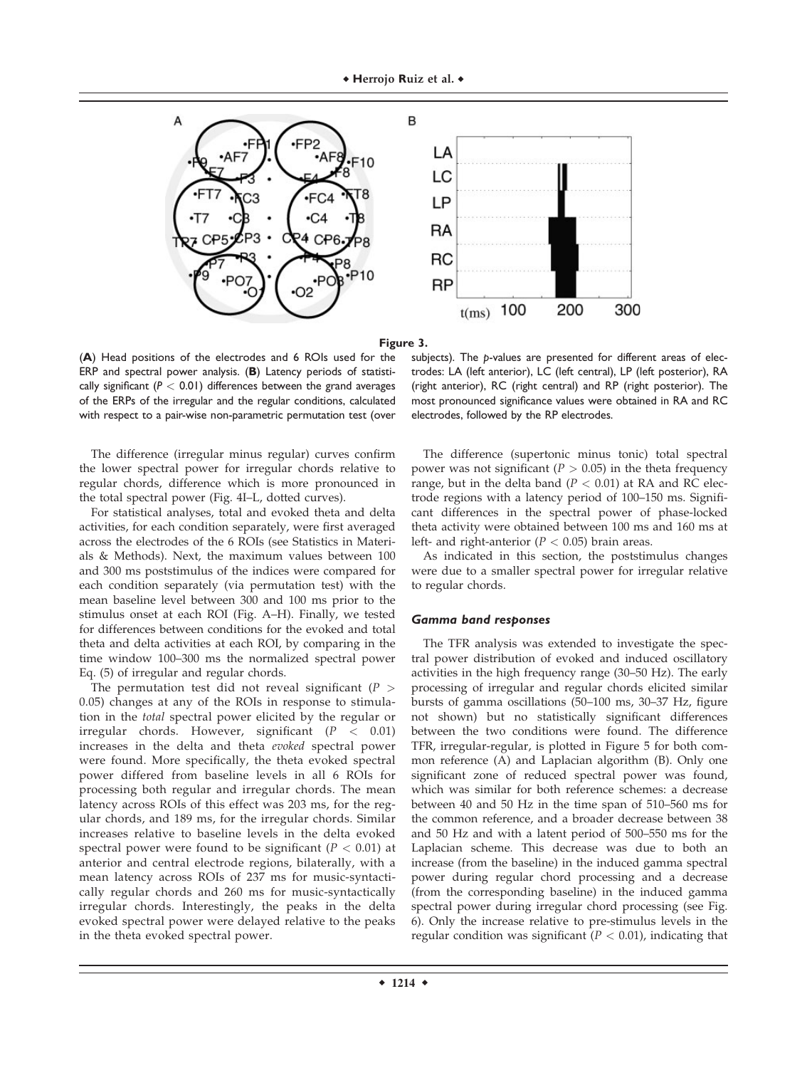**Figure 3.**

(**A**) Head positions of the electrodes and 6 ROIs used for the ERP and spectral power analysis. (**B**) Latency periods of statistically significant ($P < 0.01$) differences between the grand averages of the ERPs of the irregular and the regular conditions, calculated with respect to a pair-wise non-parametric permutation test (over subjects). The *p*-values are presented for different areas of electrodes: LA (left anterior), LC (left central), LP (left posterior), RA (right anterior), RC (right central) and RP (right posterior). The most pronounced significance values were obtained in RA and RC electrodes, followed by the RP electrodes.

The difference (irregular minus regular) curves confirm the lower spectral power for irregular chords relative to regular chords, difference which is more pronounced in the total spectral power (Fig. 4I–L, dotted curves).

For statistical analyses, total and evoked theta and delta activities, for each condition separately, were first averaged across the electrodes of the 6 ROIs (see Statistics in Materials & Methods). Next, the maximum values between 100 and 300 ms poststimulus of the indices were compared for each condition separately (via permutation test) with the mean baseline level between 300 and 100 ms prior to the stimulus onset at each ROI (Fig. A–H). Finally, we tested for differences between conditions for the evoked and total theta and delta activities at each ROI, by comparing in the time window 100–300 ms the normalized spectral power Eq. (5) of irregular and regular chords.

The permutation test did not reveal significant ($P > 0.05$) changes at any of the ROIs in response to stimulation in the *total* spectral power elicited by the regular or irregular chords. However, significant ($P < 0.01$) increases in the delta and theta *evoked* spectral power were found. More specifically, the theta evoked spectral power differed from baseline levels in all 6 ROIs for processing both regular and irregular chords. The mean latency across ROIs of this effect was 203 ms, for the regular chords, and 189 ms, for the irregular chords. Similar increases relative to baseline levels in the delta evoked spectral power were found to be significant ($P < 0.01$) at anterior and central electrode regions, bilaterally, with a mean latency across ROIs of 237 ms for music-syntactically regular chords and 260 ms for music-syntactically irregular chords. Interestingly, the peaks in the delta evoked spectral power were delayed relative to the peaks in the theta evoked spectral power.

The difference (supertonic minus tonic) total spectral power was not significant ($P > 0.05$) in the theta frequency range, but in the delta band ($P < 0.01$) at RA and RC electrode regions with a latency period of 100–150 ms. Significant differences in the spectral power of phase-locked theta activity were obtained between 100 ms and 160 ms at left- and right-anterior ($P < 0.05$) brain areas.

As indicated in this section, the poststimulus changes were due to a smaller spectral power for irregular relative to regular chords.

### *Gamma band responses*

The TFR analysis was extended to investigate the spectral power distribution of evoked and induced oscillatory activities in the high frequency range (30–50 Hz). The early processing of irregular and regular chords elicited similar bursts of gamma oscillations (50–100 ms, 30–37 Hz, figure not shown) but no statistically significant differences between the two conditions were found. The difference TFR, irregular-regular, is plotted in Figure 5 for both common reference (A) and Laplacian algorithm (B). Only one significant zone of reduced spectral power was found, which was similar for both reference schemes: a decrease between 40 and 50 Hz in the time span of 510–560 ms for the common reference, and a broader decrease between 38 and 50 Hz and with a latent period of 500–550 ms for the Laplacian scheme. This decrease was due to both an increase (from the baseline) in the induced gamma spectral power during regular chord processing and a decrease (from the corresponding baseline) in the induced gamma spectral power during irregular chord processing (see Fig. 6). Only the increase relative to pre-stimulus levels in the regular condition was significant ($P < 0.01$), indicating that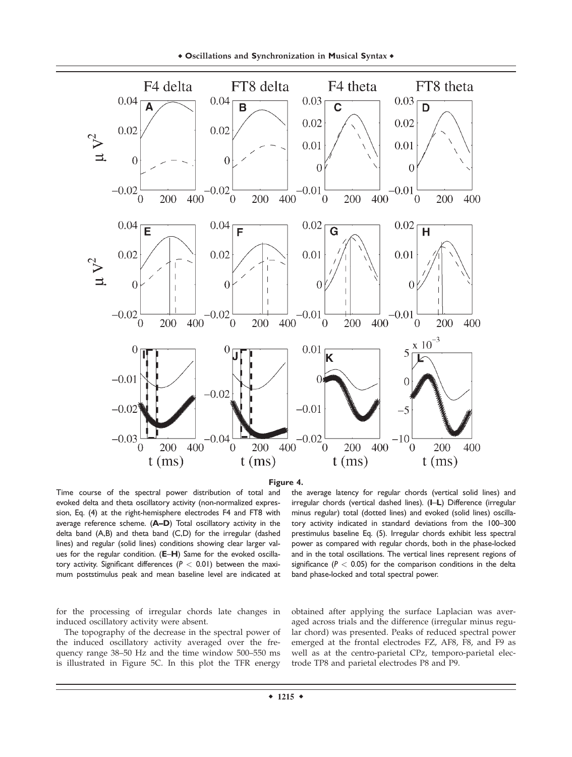**Figure 4.**

Time course of the spectral power distribution of total and evoked delta and theta oscillatory activity (non-normalized expression, Eq. (4) at the right-hemisphere electrodes F4 and FT8 with average reference scheme. (**A–D**) Total oscillatory activity in the delta band (A,B) and theta band (C,D) for the irregular (dashed lines) and regular (solid lines) conditions showing clear larger values for the regular condition. (**E–H**) Same for the evoked oscillatory activity. Significant differences ($P < 0.01$) between the maximum poststimulus peak and mean baseline level are indicated at the average latency for regular chords (vertical solid lines) and irregular chords (vertical dashed lines). (**I–L**) Difference (irregular minus regular) total (dotted lines) and evoked (solid lines) oscillatory activity indicated in standard deviations from the 100–300 prestimulus baseline Eq. (5). Irregular chords exhibit less spectral power as compared with regular chords, both in the phase-locked and in the total oscillations. The vertical lines represent regions of significance ($P < 0.05$) for the comparison conditions in the delta band phase-locked and total spectral power.

for the processing of irregular chords late changes in induced oscillatory activity were absent.

The topography of the decrease in the spectral power of the induced oscillatory activity averaged over the frequency range 38–50 Hz and the time window 500–550 ms is illustrated in Figure 5C. In this plot the TFR energy obtained after applying the surface Laplacian was averaged across trials and the difference (irregular minus regular chord) was presented. Peaks of reduced spectral power emerged at the frontal electrodes FZ, AF8, F8, and F9 as well as at the centro-parietal CPz, temporo-parietal electrode TP8 and parietal electrodes P8 and P9.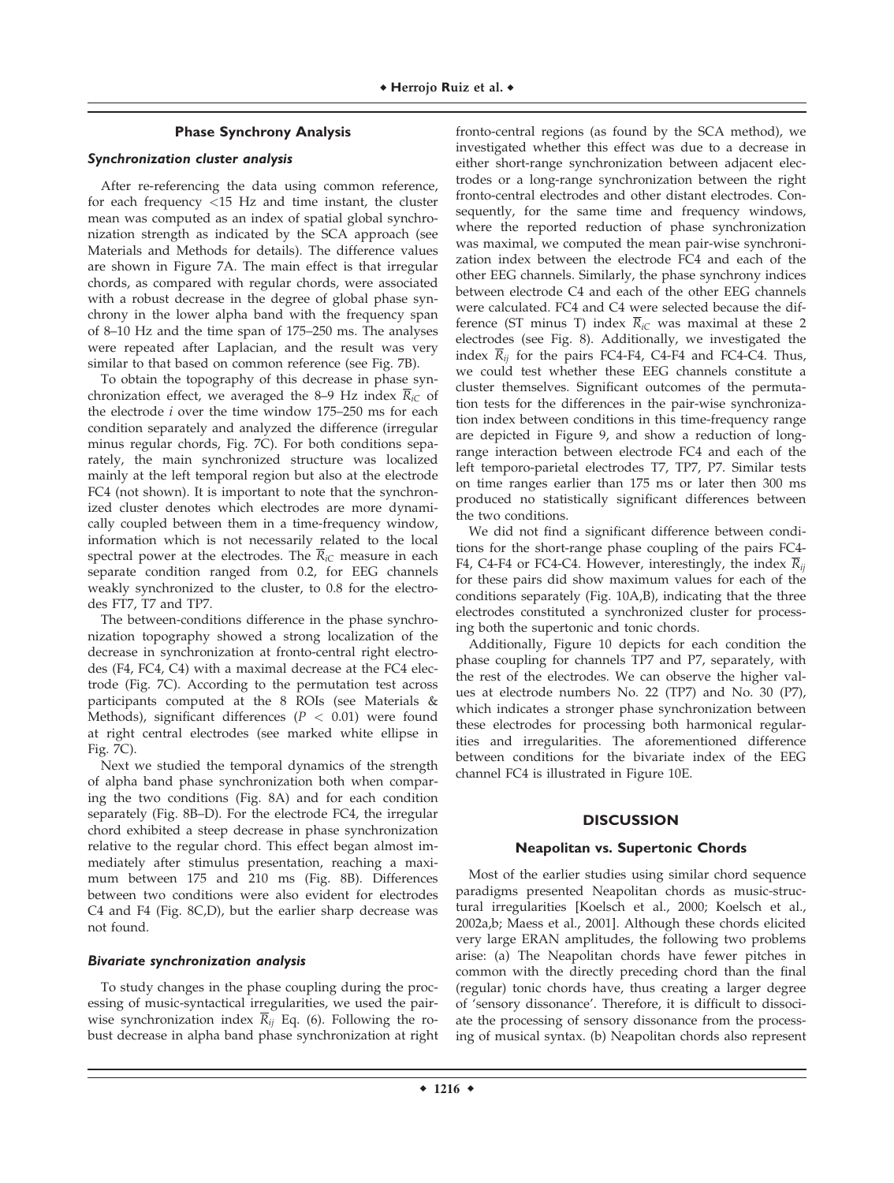## Phase Synchrony Analysis

### *Synchronization cluster analysis*

After re-referencing the data using common reference, for each frequency <15 Hz and time instant, the cluster mean was computed as an index of spatial global synchronization strength as indicated by the SCA approach (see Materials and Methods for details). The difference values are shown in Figure 7A. The main effect is that irregular chords, as compared with regular chords, were associated with a robust decrease in the degree of global phase synchrony in the lower alpha band with the frequency span of 8–10 Hz and the time span of 175–250 ms. The analyses were repeated after Laplacian, and the result was very similar to that based on common reference (see Fig. 7B).

To obtain the topography of this decrease in phase synchronization effect, we averaged the 8–9 Hz index $\overline{R}_{iC}$ of the electrode *i* over the time window 175–250 ms for each condition separately and analyzed the difference (irregular minus regular chords, Fig. 7C). For both conditions separately, the main synchronized structure was localized mainly at the left temporal region but also at the electrode FC4 (not shown). It is important to note that the synchronized cluster denotes which electrodes are more dynamically coupled between them in a time-frequency window, information which is not necessarily related to the local spectral power at the electrodes. The $\overline{R}_{iC}$ measure in each separate condition ranged from 0.2, for EEG channels weakly synchronized to the cluster, to 0.8 for the electrodes FT7, T7 and TP7.

The between-conditions difference in the phase synchronization topography showed a strong localization of the decrease in synchronization at fronto-central right electrodes (F4, FC4, C4) with a maximal decrease at the FC4 electrode (Fig. 7C). According to the permutation test across participants computed at the 8 ROIs (see Materials & Methods), significant differences ($P < 0.01$) were found at right central electrodes (see marked white ellipse in Fig. 7C).

Next we studied the temporal dynamics of the strength of alpha band phase synchronization both when comparing the two conditions (Fig. 8A) and for each condition separately (Fig. 8B–D). For the electrode FC4, the irregular chord exhibited a steep decrease in phase synchronization relative to the regular chord. This effect began almost immediately after stimulus presentation, reaching a maximum between 175 and 210 ms (Fig. 8B). Differences between two conditions were also evident for electrodes C4 and F4 (Fig. 8C,D), but the earlier sharp decrease was not found.

### *Bivariate synchronization analysis*

To study changes in the phase coupling during the processing of music-syntactical irregularities, we used the pairwise synchronization index $\overline{R}_{ij}$ Eq. (6). Following the robust decrease in alpha band phase synchronization at right fronto-central regions (as found by the SCA method), we investigated whether this effect was due to a decrease in either short-range synchronization between adjacent electrodes or a long-range synchronization between the right fronto-central electrodes and other distant electrodes. Consequently, for the same time and frequency windows, where the reported reduction of phase synchronization was maximal, we computed the mean pair-wise synchronization index between the electrode FC4 and each of the other EEG channels. Similarly, the phase synchrony indices between electrode C4 and each of the other EEG channels were calculated. FC4 and C4 were selected because the difference (ST minus T) index $\overline{R}_{iC}$ was maximal at these 2 electrodes (see Fig. 8). Additionally, we investigated the index $\overline{R}_{ij}$ for the pairs FC4-F4, C4-F4 and FC4-C4. Thus, we could test whether these EEG channels constitute a cluster themselves. Significant outcomes of the permutation tests for the differences in the pair-wise synchronization index between conditions in this time-frequency range are depicted in Figure 9, and show a reduction of long-range interaction between electrode FC4 and each of the left temporo-parietal electrodes T7, TP7, P7. Similar tests on time ranges earlier than 175 ms or later then 300 ms produced no statistically significant differences between the two conditions.

We did not find a significant difference between conditions for the short-range phase coupling of the pairs FC4-F4, C4-F4 or FC4-C4. However, interestingly, the index $\overline{R}_{ij}$ for these pairs did show maximum values for each of the conditions separately (Fig. 10A,B), indicating that the three electrodes constituted a synchronized cluster for processing both the supertonic and tonic chords.

Additionally, Figure 10 depicts for each condition the phase coupling for channels TP7 and P7, separately, with the rest of the electrodes. We can observe the higher values at electrode numbers No. 22 (TP7) and No. 30 (P7), which indicates a stronger phase synchronization between these electrodes for processing both harmonical regularities and irregularities. The aforementioned difference between conditions for the bivariate index of the EEG channel FC4 is illustrated in Figure 10E.

## DISCUSSION

### Neapolitan vs. Supertonic Chords

Most of the earlier studies using similar chord sequence paradigms presented Neapolitan chords as music-structural irregularities [Koelsch et al., 2000; Koelsch et al., 2002a,b; Maess et al., 2001]. Although these chords elicited very large ERAN amplitudes, the following two problems arise: (a) The Neapolitan chords have fewer pitches in common with the directly preceding chord than the final (regular) tonic chords have, thus creating a larger degree of 'sensory dissonance'. Therefore, it is difficult to dissociate the processing of sensory dissonance from the processing of musical syntax. (b) Neapolitan chords also represent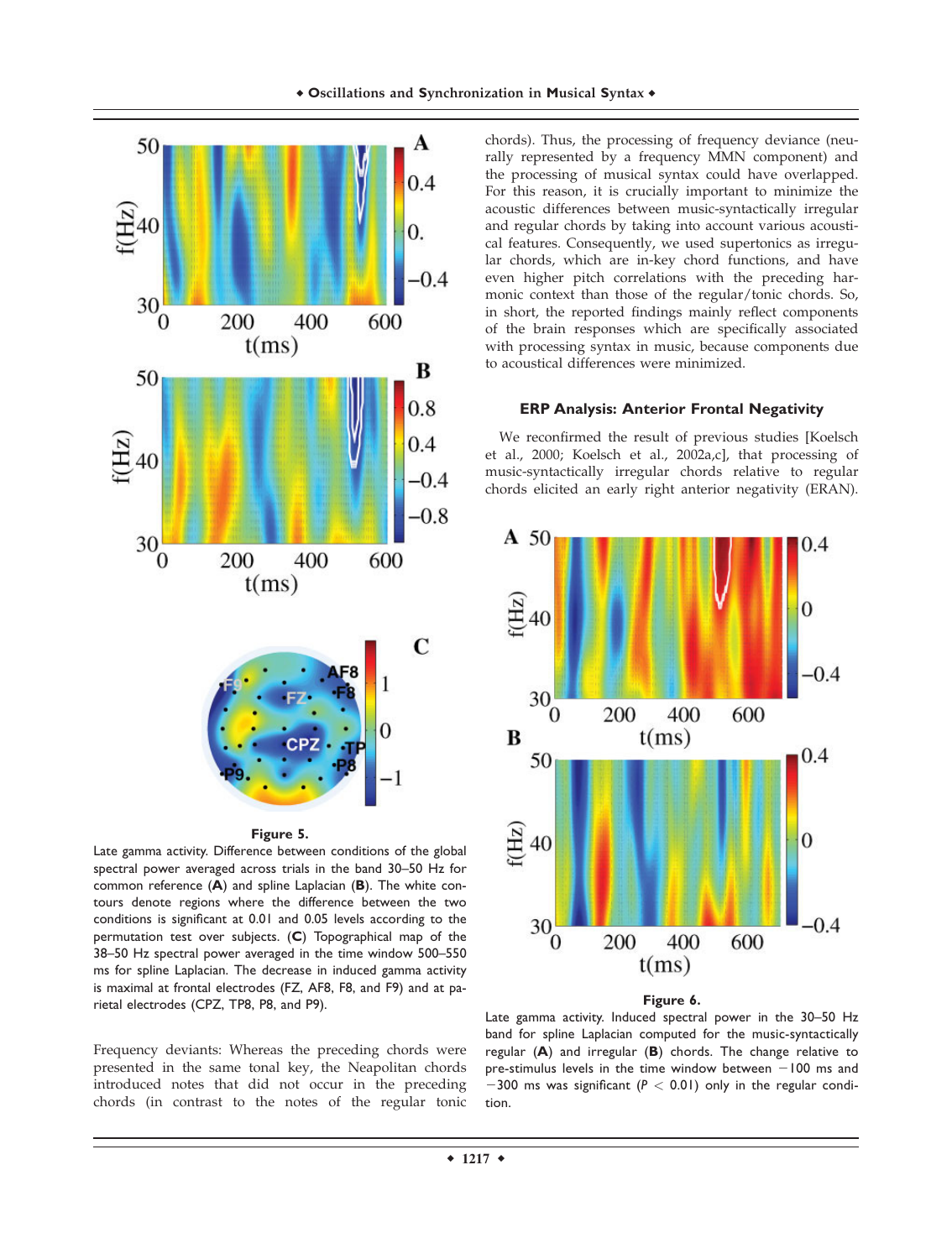**Figure 5.**

Late gamma activity. Difference between conditions of the global spectral power averaged across trials in the band 30–50 Hz for common reference (**A**) and spline Laplacian (**B**). The white contours denote regions where the difference between the two conditions is significant at 0.01 and 0.05 levels according to the permutation test over subjects. (**C**) Topographical map of the 38–50 Hz spectral power averaged in the time window 500–550 ms for spline Laplacian. The decrease in induced gamma activity is maximal at frontal electrodes (FZ, AF8, F8, and F9) and at parietal electrodes (CPZ, TP8, P8, and P9).

Frequency deviants: Whereas the preceding chords were presented in the same tonal key, the Neapolitan chords introduced notes that did not occur in the preceding chords (in contrast to the notes of the regular tonic chords). Thus, the processing of frequency deviance (neurally represented by a frequency MMN component) and the processing of musical syntax could have overlapped. For this reason, it is crucially important to minimize the acoustic differences between music-syntactically irregular and regular chords by taking into account various acoustical features. Consequently, we used supertonics as irregular chords, which are in-key chord functions, and have even higher pitch correlations with the preceding harmonic context than those of the regular/tonic chords. So, in short, the reported findings mainly reflect components of the brain responses which are specifically associated with processing syntax in music, because components due to acoustical differences were minimized.

### ERP Analysis: Anterior Frontal Negativity

We reconfirmed the result of previous studies [Koelsch et al., 2000; Koelsch et al., 2002a,c], that processing of music-syntactically irregular chords relative to regular chords elicited an early right anterior negativity (ERAN).

**Figure 6.**

Late gamma activity. Induced spectral power in the 30–50 Hz band for spline Laplacian computed for the music-syntactically regular (**A**) and irregular (**B**) chords. The change relative to pre-stimulus levels in the time window between −100 ms and −300 ms was significant ($P < 0.01$) only in the regular condition.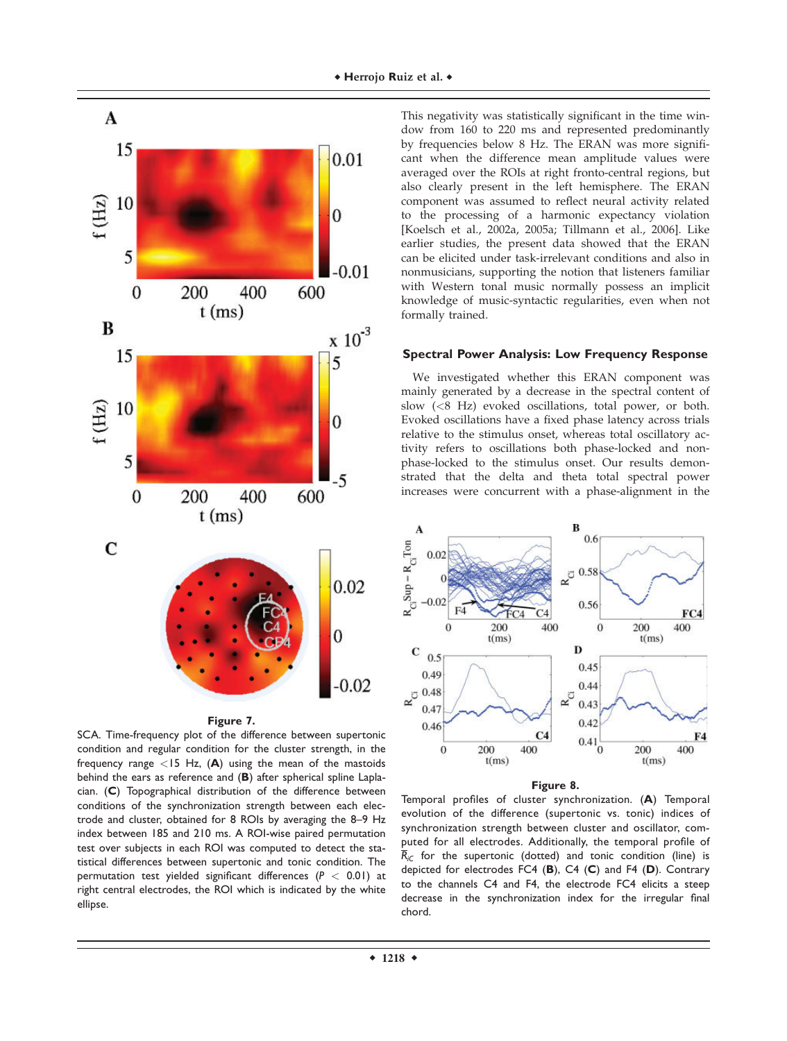This negativity was statistically significant in the time window from 160 to 220 ms and represented predominantly by frequencies below 8 Hz. The ERAN was more significant when the difference mean amplitude values were averaged over the ROIs at right fronto-central regions, but also clearly present in the left hemisphere. The ERAN component was assumed to reflect neural activity related to the processing of a harmonic expectancy violation [Koelsch et al., 2002a, 2005a; Tillmann et al., 2006]. Like earlier studies, the present data showed that the ERAN can be elicited under task-irrelevant conditions and also in nonmusicians, supporting the notion that listeners familiar with Western tonal music normally possess an implicit knowledge of music-syntactic regularities, even when not formally trained.

**Figure 7.**
SCA. Time-frequency plot of the difference between supertonic condition and regular condition for the cluster strength, in the frequency range <15 Hz, (**A**) using the mean of the mastoids behind the ears as reference and (**B**) after spherical spline Laplacian. (**C**) Topographical distribution of the difference between conditions of the synchronization strength between each electrode and cluster, obtained for 8 ROIs by averaging the 8–9 Hz index between 185 and 210 ms. A ROI-wise paired permutation test over subjects in each ROI was computed to detect the statistical differences between supertonic and tonic condition. The permutation test yielded significant differences ($P < 0.01$) at right central electrodes, the ROI which is indicated by the white ellipse.

### Spectral Power Analysis: Low Frequency Response

We investigated whether this ERAN component was mainly generated by a decrease in the spectral content of slow (<8 Hz) evoked oscillations, total power, or both. Evoked oscillations have a fixed phase latency across trials relative to the stimulus onset, whereas total oscillatory activity refers to oscillations both phase-locked and non-phase-locked to the stimulus onset. Our results demonstrated that the delta and theta total spectral power increases were concurrent with a phase-alignment in the

**Figure 8.**
Temporal profiles of cluster synchronization. (**A**) Temporal evolution of the difference (supertonic vs. tonic) indices of synchronization strength between cluster and oscillator, computed for all electrodes. Additionally, the temporal profile of $\overline{R}_{iC}$ for the supertonic (dotted) and tonic condition (line) is depicted for electrodes FC4 (**B**), C4 (**C**) and F4 (**D**). Contrary to the channels C4 and F4, the electrode FC4 elicits a steep decrease in the synchronization index for the irregular final chord.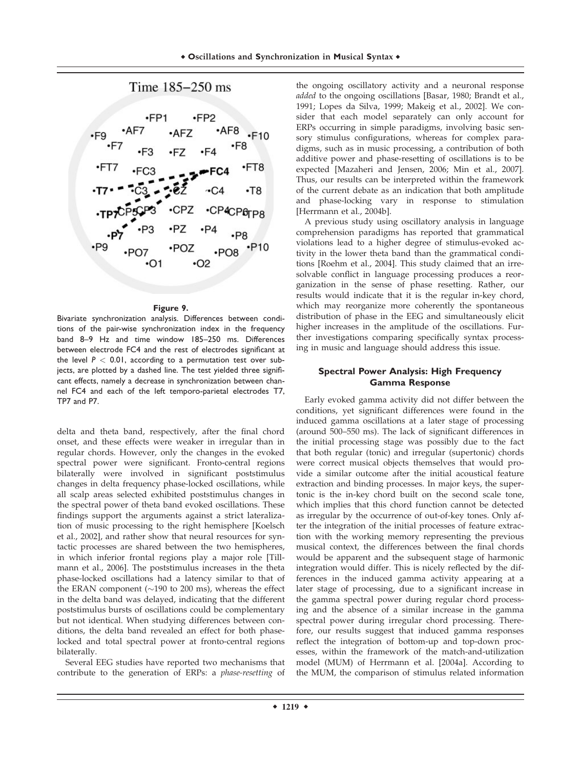Time 185–250 ms

**Figure 9.**
Bivariate synchronization analysis. Differences between conditions of the pair-wise synchronization index in the frequency band 8–9 Hz and time window 185–250 ms. Differences between electrode FC4 and the rest of electrodes significant at the level $P < 0.01$, according to a permutation test over subjects, are plotted by a dashed line. The test yielded three significant effects, namely a decrease in synchronization between channel FC4 and each of the left temporo-parietal electrodes T7, TP7 and P7.

delta and theta band, respectively, after the final chord onset, and these effects were weaker in irregular than in regular chords. However, only the changes in the evoked spectral power were significant. Fronto-central regions bilaterally were involved in significant poststimulus changes in delta frequency phase-locked oscillations, while all scalp areas selected exhibited poststimulus changes in the spectral power of theta band evoked oscillations. These findings support the arguments against a strict lateralization of music processing to the right hemisphere [Koelsch et al., 2002], and rather show that neural resources for syntactic processes are shared between the two hemispheres, in which inferior frontal regions play a major role [Tillmann et al., 2006]. The poststimulus increases in the theta phase-locked oscillations had a latency similar to that of the ERAN component (~190 to 200 ms), whereas the effect in the delta band was delayed, indicating that the different poststimulus bursts of oscillations could be complementary but not identical. When studying differences between conditions, the delta band revealed an effect for both phase-locked and total spectral power at fronto-central regions bilaterally.

Several EEG studies have reported two mechanisms that contribute to the generation of ERPs: a *phase-resetting* of the ongoing oscillatory activity and a neuronal response *added* to the ongoing oscillations [Basar, 1980; Brandt et al., 1991; Lopes da Silva, 1999; Makeig et al., 2002]. We consider that each model separately can only account for ERPs occurring in simple paradigms, involving basic sensory stimulus configurations, whereas for complex paradigms, such as in music processing, a contribution of both additive power and phase-resetting of oscillations is to be expected [Mazaheri and Jensen, 2006; Min et al., 2007]. Thus, our results can be interpreted within the framework of the current debate as an indication that both amplitude and phase-locking vary in response to stimulation [Herrmann et al., 2004b].

A previous study using oscillatory analysis in language comprehension paradigms has reported that grammatical violations lead to a higher degree of stimulus-evoked activity in the lower theta band than the grammatical conditions [Roehm et al., 2004]. This study claimed that an irresolvable conflict in language processing produces a reorganization in the sense of phase resetting. Rather, our results would indicate that it is the regular in-key chord, which may reorganize more coherently the spontaneous distribution of phase in the EEG and simultaneously elicit higher increases in the amplitude of the oscillations. Further investigations comparing specifically syntax processing in music and language should address this issue.

### Spectral Power Analysis: High Frequency Gamma Response

Early evoked gamma activity did not differ between the conditions, yet significant differences were found in the induced gamma oscillations at a later stage of processing (around 500–550 ms). The lack of significant differences in the initial processing stage was possibly due to the fact that both regular (tonic) and irregular (supertonic) chords were correct musical objects themselves that would provide a similar outcome after the initial acoustical feature extraction and binding processes. In major keys, the supertonic is the in-key chord built on the second scale tone, which implies that this chord function cannot be detected as irregular by the occurrence of out-of-key tones. Only after the integration of the initial processes of feature extraction with the working memory representing the previous musical context, the differences between the final chords would be apparent and the subsequent stage of harmonic integration would differ. This is nicely reflected by the differences in the induced gamma activity appearing at a later stage of processing, due to a significant increase in the gamma spectral power during regular chord processing and the absence of a similar increase in the gamma spectral power during irregular chord processing. Therefore, our results suggest that induced gamma responses reflect the integration of bottom-up and top-down processes, within the framework of the match-and-utilization model (MUM) of Herrmann et al. [2004a]. According to the MUM, the comparison of stimulus related information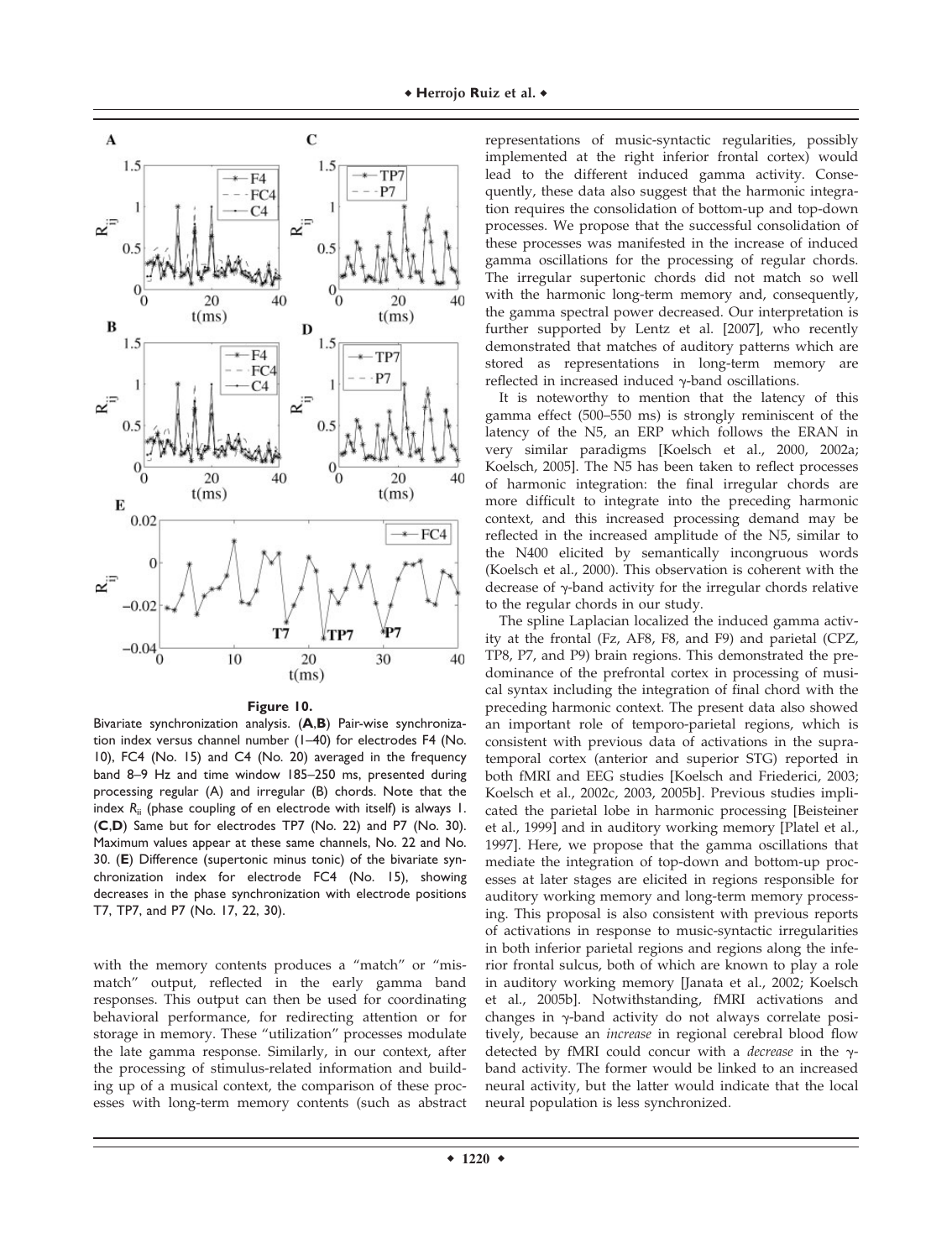**Figure 10.**

Bivariate synchronization analysis. (**A**,**B**) Pair-wise synchronization index versus channel number (1–40) for electrodes F4 (No. 10), FC4 (No. 15) and C4 (No. 20) averaged in the frequency band 8–9 Hz and time window 185–250 ms, presented during processing regular (A) and irregular (B) chords. Note that the index $R_{ii}$ (phase coupling of en electrode with itself) is always 1. (**C**,**D**) Same but for electrodes TP7 (No. 22) and P7 (No. 30). Maximum values appear at these same channels, No. 22 and No. 30. (**E**) Difference (supertonic minus tonic) of the bivariate synchronization index for electrode FC4 (No. 15), showing decreases in the phase synchronization with electrode positions T7, TP7, and P7 (No. 17, 22, 30).

with the memory contents produces a "match" or "mismatch" output, reflected in the early gamma band responses. This output can then be used for coordinating behavioral performance, for redirecting attention or for storage in memory. These "utilization" processes modulate the late gamma response. Similarly, in our context, after the processing of stimulus-related information and building up of a musical context, the comparison of these processes with long-term memory contents (such as abstract representations of music-syntactic regularities, possibly implemented at the right inferior frontal cortex) would lead to the different induced gamma activity. Consequently, these data also suggest that the harmonic integration requires the consolidation of bottom-up and top-down processes. We propose that the successful consolidation of these processes was manifested in the increase of induced gamma oscillations for the processing of regular chords. The irregular supertonic chords did not match so well with the harmonic long-term memory and, consequently, the gamma spectral power decreased. Our interpretation is further supported by Lentz et al. [2007], who recently demonstrated that matches of auditory patterns which are stored as representations in long-term memory are reflected in increased induced $\gamma$-band oscillations.

It is noteworthy to mention that the latency of this gamma effect (500–550 ms) is strongly reminiscent of the latency of the N5, an ERP which follows the ERAN in very similar paradigms [Koelsch et al., 2000, 2002a; Koelsch, 2005]. The N5 has been taken to reflect processes of harmonic integration: the final irregular chords are more difficult to integrate into the preceding harmonic context, and this increased processing demand may be reflected in the increased amplitude of the N5, similar to the N400 elicited by semantically incongruous words (Koelsch et al., 2000). This observation is coherent with the decrease of $\gamma$-band activity for the irregular chords relative to the regular chords in our study.

The spline Laplacian localized the induced gamma activity at the frontal (Fz, AF8, F8, and F9) and parietal (CPZ, TP8, P7, and P9) brain regions. This demonstrated the predominance of the prefrontal cortex in processing of musical syntax including the integration of final chord with the preceding harmonic context. The present data also showed an important role of temporo-parietal regions, which is consistent with previous data of activations in the supratemporal cortex (anterior and superior STG) reported in both fMRI and EEG studies [Koelsch and Friederici, 2003; Koelsch et al., 2002c, 2003, 2005b]. Previous studies implicated the parietal lobe in harmonic processing [Beisteiner et al., 1999] and in auditory working memory [Platel et al., 1997]. Here, we propose that the gamma oscillations that mediate the integration of top-down and bottom-up processes at later stages are elicited in regions responsible for auditory working memory and long-term memory processing. This proposal is also consistent with previous reports of activations in response to music-syntactic irregularities in both inferior parietal regions and regions along the inferior frontal sulcus, both of which are known to play a role in auditory working memory [Janata et al., 2002; Koelsch et al., 2005b]. Notwithstanding, fMRI activations and changes in $\gamma$-band activity do not always correlate positively, because an *increase* in regional cerebral blood flow detected by fMRI could concur with a *decrease* in the $\gamma$-band activity. The former would be linked to an increased neural activity, but the latter would indicate that the local neural population is less synchronized.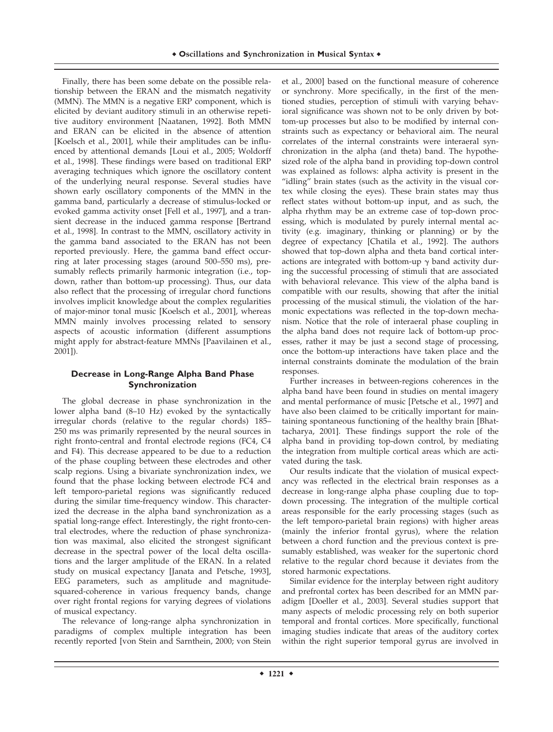Finally, there has been some debate on the possible relationship between the ERAN and the mismatch negativity (MMN). The MMN is a negative ERP component, which is elicited by deviant auditory stimuli in an otherwise repetitive auditory environment [Naatanen, 1992]. Both MMN and ERAN can be elicited in the absence of attention [Koelsch et al., 2001], while their amplitudes can be influenced by attentional demands [Loui et al., 2005; Woldorff et al., 1998]. These findings were based on traditional ERP averaging techniques which ignore the oscillatory content of the underlying neural response. Several studies have shown early oscillatory components of the MMN in the gamma band, particularly a decrease of stimulus-locked or evoked gamma activity onset [Fell et al., 1997], and a transient decrease in the induced gamma response [Bertrand et al., 1998]. In contrast to the MMN, oscillatory activity in the gamma band associated to the ERAN has not been reported previously. Here, the gamma band effect occurring at later processing stages (around 500–550 ms), presumably reflects primarily harmonic integration (i.e., top-down, rather than bottom-up processing). Thus, our data also reflect that the processing of irregular chord functions involves implicit knowledge about the complex regularities of major-minor tonal music [Koelsch et al., 2001], whereas MMN mainly involves processing related to sensory aspects of acoustic information (different assumptions might apply for abstract-feature MMNs [Paavilainen et al., 2001]).

### Decrease in Long-Range Alpha Band Phase Synchronization

The global decrease in phase synchronization in the lower alpha band (8–10 Hz) evoked by the syntactically irregular chords (relative to the regular chords) 185–250 ms was primarily represented by the neural sources in right fronto-central and frontal electrode regions (FC4, C4 and F4). This decrease appeared to be due to a reduction of the phase coupling between these electrodes and other scalp regions. Using a bivariate synchronization index, we found that the phase locking between electrode FC4 and left temporo-parietal regions was significantly reduced during the similar time-frequency window. This characterized the decrease in the alpha band synchronization as a spatial long-range effect. Interestingly, the right fronto-central electrodes, where the reduction of phase synchronization was maximal, also elicited the strongest significant decrease in the spectral power of the local delta oscillations and the larger amplitude of the ERAN. In a related study on musical expectancy [Janata and Petsche, 1993], EEG parameters, such as amplitude and magnitude-squared-coherence in various frequency bands, change over right frontal regions for varying degrees of violations of musical expectancy.

The relevance of long-range alpha synchronization in paradigms of complex multiple integration has been recently reported [von Stein and Sarnthein, 2000; von Stein et al., 2000] based on the functional measure of coherence or synchrony. More specifically, in the first of the mentioned studies, perception of stimuli with varying behavioral significance was shown not to be only driven by bottom-up processes but also to be modified by internal constraints such as expectancy or behavioral aim. The neural correlates of the internal constraints were interaeral synchronization in the alpha (and theta) band. The hypothesized role of the alpha band in providing top-down control was explained as follows: alpha activity is present in the "idling" brain states (such as the activity in the visual cortex while closing the eyes). These brain states may thus reflect states without bottom-up input, and as such, the alpha rhythm may be an extreme case of top-down processing, which is modulated by purely internal mental activity (e.g. imaginary, thinking or planning) or by the degree of expectancy [Chatila et al., 1992]. The authors showed that top-down alpha and theta band cortical interactions are integrated with bottom-up $\gamma$ band activity during the successful processing of stimuli that are associated with behavioral relevance. This view of the alpha band is compatible with our results, showing that after the initial processing of the musical stimuli, the violation of the harmonic expectations was reflected in the top-down mechanism. Notice that the role of interaeral phase coupling in the alpha band does not require lack of bottom-up processes, rather it may be just a second stage of processing, once the bottom-up interactions have taken place and the internal constraints dominate the modulation of the brain responses.

Further increases in between-regions coherences in the alpha band have been found in studies on mental imagery and mental performance of music [Petsche et al., 1997] and have also been claimed to be critically important for maintaining spontaneous functioning of the healthy brain [Bhattacharya, 2001]. These findings support the role of the alpha band in providing top-down control, by mediating the integration from multiple cortical areas which are activated during the task.

Our results indicate that the violation of musical expectancy was reflected in the electrical brain responses as a decrease in long-range alpha phase coupling due to top-down processing. The integration of the multiple cortical areas responsible for the early processing stages (such as the left temporo-parietal brain regions) with higher areas (mainly the inferior frontal gyrus), where the relation between a chord function and the previous context is presumably established, was weaker for the supertonic chord relative to the regular chord because it deviates from the stored harmonic expectations.

Similar evidence for the interplay between right auditory and prefrontal cortex has been described for an MMN paradigm [Doeller et al., 2003]. Several studies support that many aspects of melodic processing rely on both superior temporal and frontal cortices. More specifically, functional imaging studies indicate that areas of the auditory cortex within the right superior temporal gyrus are involved in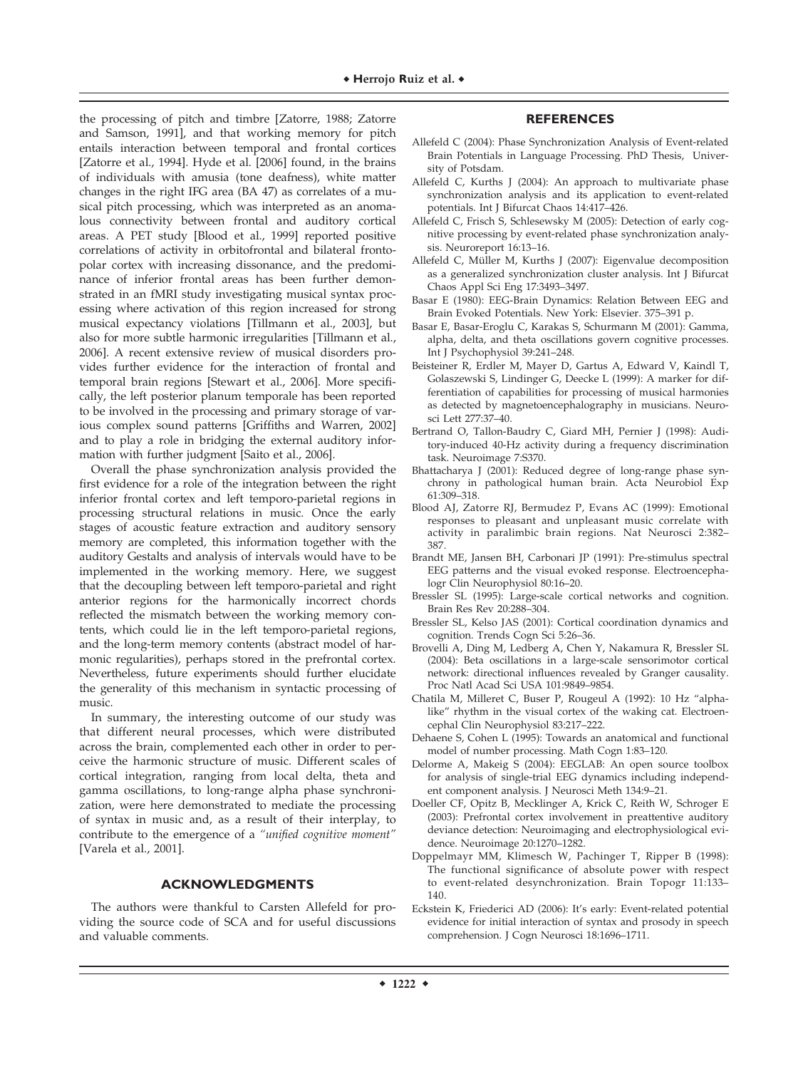the processing of pitch and timbre [Zatorre, 1988; Zatorre and Samson, 1991], and that working memory for pitch entails interaction between temporal and frontal cortices [Zatorre et al., 1994]. Hyde et al. [2006] found, in the brains of individuals with amusia (tone deafness), white matter changes in the right IFG area (BA 47) as correlates of a musical pitch processing, which was interpreted as an anomalous connectivity between frontal and auditory cortical areas. A PET study [Blood et al., 1999] reported positive correlations of activity in orbitofrontal and bilateral frontopolar cortex with increasing dissonance, and the predominance of inferior frontal areas has been further demonstrated in an fMRI study investigating musical syntax processing where activation of this region increased for strong musical expectancy violations [Tillmann et al., 2003], but also for more subtle harmonic irregularities [Tillmann et al., 2006]. A recent extensive review of musical disorders provides further evidence for the interaction of frontal and temporal brain regions [Stewart et al., 2006]. More specifically, the left posterior planum temporale has been reported to be involved in the processing and primary storage of various complex sound patterns [Griffiths and Warren, 2002] and to play a role in bridging the external auditory information with further judgment [Saito et al., 2006].

Overall the phase synchronization analysis provided the first evidence for a role of the integration between the right inferior frontal cortex and left temporo-parietal regions in processing structural relations in music. Once the early stages of acoustic feature extraction and auditory sensory memory are completed, this information together with the auditory Gestalts and analysis of intervals would have to be implemented in the working memory. Here, we suggest that the decoupling between left temporo-parietal and right anterior regions for the harmonically incorrect chords reflected the mismatch between the working memory contents, which could lie in the left temporo-parietal regions, and the long-term memory contents (abstract model of harmonic regularities), perhaps stored in the prefrontal cortex. Nevertheless, future experiments should further elucidate the generality of this mechanism in syntactic processing of music.

In summary, the interesting outcome of our study was that different neural processes, which were distributed across the brain, complemented each other in order to perceive the harmonic structure of music. Different scales of cortical integration, ranging from local delta, theta and gamma oscillations, to long-range alpha phase synchronization, were here demonstrated to mediate the processing of syntax in music and, as a result of their interplay, to contribute to the emergence of a *"unified cognitive moment"* [Varela et al., 2001].

## ACKNOWLEDGMENTS

The authors were thankful to Carsten Allefeld for providing the source code of SCA and for useful discussions and valuable comments.

## REFERENCES

Allefeld C (2004): Phase Synchronization Analysis of Event-related Brain Potentials in Language Processing. PhD Thesis, University of Potsdam.

Allefeld C, Kurths J (2004): An approach to multivariate phase synchronization analysis and its application to event-related potentials. Int J Bifurcat Chaos 14:417–426.

Allefeld C, Frisch S, Schlesewsky M (2005): Detection of early cognitive processing by event-related phase synchronization analysis. Neuroreport 16:13–16.

Allefeld C, Müller M, Kurths J (2007): Eigenvalue decomposition as a generalized synchronization cluster analysis. Int J Bifurcat Chaos Appl Sci Eng 17:3493–3497.

Basar E (1980): EEG-Brain Dynamics: Relation Between EEG and Brain Evoked Potentials. New York: Elsevier. 375–391 p.

Basar E, Basar-Eroglu C, Karakas S, Schurmann M (2001): Gamma, alpha, delta, and theta oscillations govern cognitive processes. Int J Psychophysiol 39:241–248.

Beisteiner R, Erdler M, Mayer D, Gartus A, Edward V, Kaindl T, Golaszewski S, Lindinger G, Deecke L (1999): A marker for differentiation of capabilities for processing of musical harmonies as detected by magnetoencephalography in musicians. Neurosci Lett 277:37–40.

Bertrand O, Tallon-Baudry C, Giard MH, Pernier J (1998): Auditory-induced 40-Hz activity during a frequency discrimination task. Neuroimage 7:S370.

Bhattacharya J (2001): Reduced degree of long-range phase synchrony in pathological human brain. Acta Neurobiol Exp 61:309–318.

Blood AJ, Zatorre RJ, Bermudez P, Evans AC (1999): Emotional responses to pleasant and unpleasant music correlate with activity in paralimbic brain regions. Nat Neurosci 2:382–387.

Brandt ME, Jansen BH, Carbonari JP (1991): Pre-stimulus spectral EEG patterns and the visual evoked response. Electroencephalogr Clin Neurophysiol 80:16–20.

Bressler SL (1995): Large-scale cortical networks and cognition. Brain Res Rev 20:288–304.

Bressler SL, Kelso JAS (2001): Cortical coordination dynamics and cognition. Trends Cogn Sci 5:26–36.

Brovelli A, Ding M, Ledberg A, Chen Y, Nakamura R, Bressler SL (2004): Beta oscillations in a large-scale sensorimotor cortical network: directional influences revealed by Granger causality. Proc Natl Acad Sci USA 101:9849–9854.

Chatila M, Milleret C, Buser P, Rougeul A (1992): 10 Hz "alpha-like" rhythm in the visual cortex of the waking cat. Electroencephal Clin Neurophysiol 83:217–222.

Dehaene S, Cohen L (1995): Towards an anatomical and functional model of number processing. Math Cogn 1:83–120.

Delorme A, Makeig S (2004): EEGLAB: An open source toolbox for analysis of single-trial EEG dynamics including independent component analysis. J Neurosci Meth 134:9–21.

Doeller CF, Opitz B, Mecklinger A, Krick C, Reith W, Schroger E (2003): Prefrontal cortex involvement in preattentive auditory deviance detection: Neuroimaging and electrophysiological evidence. Neuroimage 20:1270–1282.

Doppelmayr MM, Klimesch W, Pachinger T, Ripper B (1998): The functional significance of absolute power with respect to event-related desynchronization. Brain Topogr 11:133–140.

Eckstein K, Friederici AD (2006): It's early: Event-related potential evidence for initial interaction of syntax and prosody in speech comprehension. J Cogn Neurosci 18:1696–1711.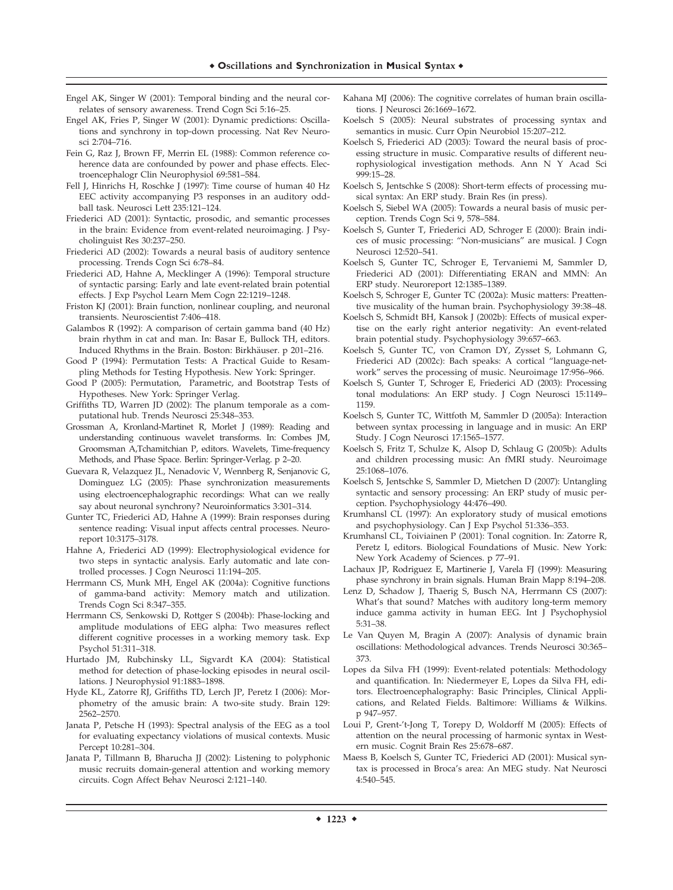Engel AK, Singer W (2001): Temporal binding and the neural correlates of sensory awareness. Trend Cogn Sci 5:16–25.

Engel AK, Fries P, Singer W (2001): Dynamic predictions: Oscillations and synchrony in top-down processing. Nat Rev Neurosci 2:704–716.

Fein G, Raz J, Brown FF, Merrin EL (1988): Common reference coherence data are confounded by power and phase effects. Electroencephalogr Clin Neurophysiol 69:581–584.

Fell J, Hinrichs H, Roschke J (1997): Time course of human 40 Hz EEC activity accompanying P3 responses in an auditory oddball task. Neurosci Lett 235:121–124.

Friederici AD (2001): Syntactic, prosodic, and semantic processes in the brain: Evidence from event-related neuroimaging. J Psycholinguist Res 30:237–250.

Friederici AD (2002): Towards a neural basis of auditory sentence processing. Trends Cogn Sci 6:78–84.

Friederici AD, Hahne A, Mecklinger A (1996): Temporal structure of syntactic parsing: Early and late event-related brain potential effects. J Exp Psychol Learn Mem Cogn 22:1219–1248.

Friston KJ (2001): Brain function, nonlinear coupling, and neuronal transients. Neuroscientist 7:406–418.

Galambos R (1992): A comparison of certain gamma band (40 Hz) brain rhythm in cat and man. In: Basar E, Bullock TH, editors. Induced Rhythms in the Brain. Boston: Birkhäuser. p 201–216.

Good P (1994): Permutation Tests: A Practical Guide to Resampling Methods for Testing Hypothesis. New York: Springer.

Good P (2005): Permutation, Parametric, and Bootstrap Tests of Hypotheses. New York: Springer Verlag.

Griffiths TD, Warren JD (2002): The planum temporale as a computational hub. Trends Neurosci 25:348–353.

Grossman A, Kronland-Martinet R, Morlet J (1989): Reading and understanding continuous wavelet transforms. In: Combes JM, Groomsman A,Tchamitchian P, editors. Wavelets, Time-frequency Methods, and Phase Space. Berlin: Springer-Verlag. p 2–20.

Guevara R, Velazquez JL, Nenadovic V, Wennberg R, Senjanovic G, Dominguez LG (2005): Phase synchronization measurements using electroencephalographic recordings: What can we really say about neuronal synchrony? Neuroinformatics 3:301–314.

Gunter TC, Friederici AD, Hahne A (1999): Brain responses during sentence reading: Visual input affects central processes. Neuroreport 10:3175–3178.

Hahne A, Friederici AD (1999): Electrophysiological evidence for two steps in syntactic analysis. Early automatic and late controlled processes. J Cogn Neurosci 11:194–205.

Herrmann CS, Munk MH, Engel AK (2004a): Cognitive functions of gamma-band activity: Memory match and utilization. Trends Cogn Sci 8:347–355.

Herrmann CS, Senkowski D, Rottger S (2004b): Phase-locking and amplitude modulations of EEG alpha: Two measures reflect different cognitive processes in a working memory task. Exp Psychol 51:311–318.

Hurtado JM, Rubchinsky LL, Sigvardt KA (2004): Statistical method for detection of phase-locking episodes in neural oscillations. J Neurophysiol 91:1883–1898.

Hyde KL, Zatorre RJ, Griffiths TD, Lerch JP, Peretz I (2006): Morphometry of the amusic brain: A two-site study. Brain 129: 2562–2570.

Janata P, Petsche H (1993): Spectral analysis of the EEG as a tool for evaluating expectancy violations of musical contexts. Music Percept 10:281–304.

Janata P, Tillmann B, Bharucha JJ (2002): Listening to polyphonic music recruits domain-general attention and working memory circuits. Cogn Affect Behav Neurosci 2:121–140.

Kahana MJ (2006): The cognitive correlates of human brain oscillations. J Neurosci 26:1669–1672.

Koelsch S (2005): Neural substrates of processing syntax and semantics in music. Curr Opin Neurobiol 15:207–212.

Koelsch S, Friederici AD (2003): Toward the neural basis of processing structure in music. Comparative results of different neurophysiological investigation methods. Ann N Y Acad Sci 999:15–28.

Koelsch S, Jentschke S (2008): Short-term effects of processing musical syntax: An ERP study. Brain Res (in press).

Koelsch S, Siebel WA (2005): Towards a neural basis of music perception. Trends Cogn Sci 9, 578–584.

Koelsch S, Gunter T, Friederici AD, Schroger E (2000): Brain indices of music processing: "Non-musicians" are musical. J Cogn Neurosci 12:520–541.

Koelsch S, Gunter TC, Schroger E, Tervaniemi M, Sammler D, Friederici AD (2001): Differentiating ERAN and MMN: An ERP study. Neuroreport 12:1385–1389.

Koelsch S, Schroger E, Gunter TC (2002a): Music matters: Preattentive musicality of the human brain. Psychophysiology 39:38–48.

Koelsch S, Schmidt BH, Kansok J (2002b): Effects of musical expertise on the early right anterior negativity: An event-related brain potential study. Psychophysiology 39:657–663.

Koelsch S, Gunter TC, von Cramon DY, Zysset S, Lohmann G, Friederici AD (2002c): Bach speaks: A cortical "language-network" serves the processing of music. Neuroimage 17:956–966.

Koelsch S, Gunter T, Schroger E, Friederici AD (2003): Processing tonal modulations: An ERP study. J Cogn Neurosci 15:1149–1159.

Koelsch S, Gunter TC, Wittfoth M, Sammler D (2005a): Interaction between syntax processing in language and in music: An ERP Study. J Cogn Neurosci 17:1565–1577.

Koelsch S, Fritz T, Schulze K, Alsop D, Schlaug G (2005b): Adults and children processing music: An fMRI study. Neuroimage 25:1068–1076.

Koelsch S, Jentschke S, Sammler D, Mietchen D (2007): Untangling syntactic and sensory processing: An ERP study of music perception. Psychophysiology 44:476–490.

Krumhansl CL (1997): An exploratory study of musical emotions and psychophysiology. Can J Exp Psychol 51:336–353.

Krumhansl CL, Toiviainen P (2001): Tonal cognition. In: Zatorre R, Peretz I, editors. Biological Foundations of Music. New York: New York Academy of Sciences. p 77–91.

Lachaux JP, Rodriguez E, Martinerie J, Varela FJ (1999): Measuring phase synchrony in brain signals. Human Brain Mapp 8:194–208.

Lenz D, Schadow J, Thaerig S, Busch NA, Herrmann CS (2007): What's that sound? Matches with auditory long-term memory induce gamma activity in human EEG. Int J Psychophysiol 5:31–38.

Le Van Quyen M, Bragin A (2007): Analysis of dynamic brain oscillations: Methodological advances. Trends Neurosci 30:365–373.

Lopes da Silva FH (1999): Event-related potentials: Methodology and quantification. In: Niedermeyer E, Lopes da Silva FH, editors. Electroencephalography: Basic Principles, Clinical Applications, and Related Fields. Baltimore: Williams & Wilkins. p 947–957.

Loui P, Grent-'t-Jong T, Torepy D, Woldorff M (2005): Effects of attention on the neural processing of harmonic syntax in Western music. Cognit Brain Res 25:678–687.

Maess B, Koelsch S, Gunter TC, Friederici AD (2001): Musical syntax is processed in Broca's area: An MEG study. Nat Neurosci 4:540–545.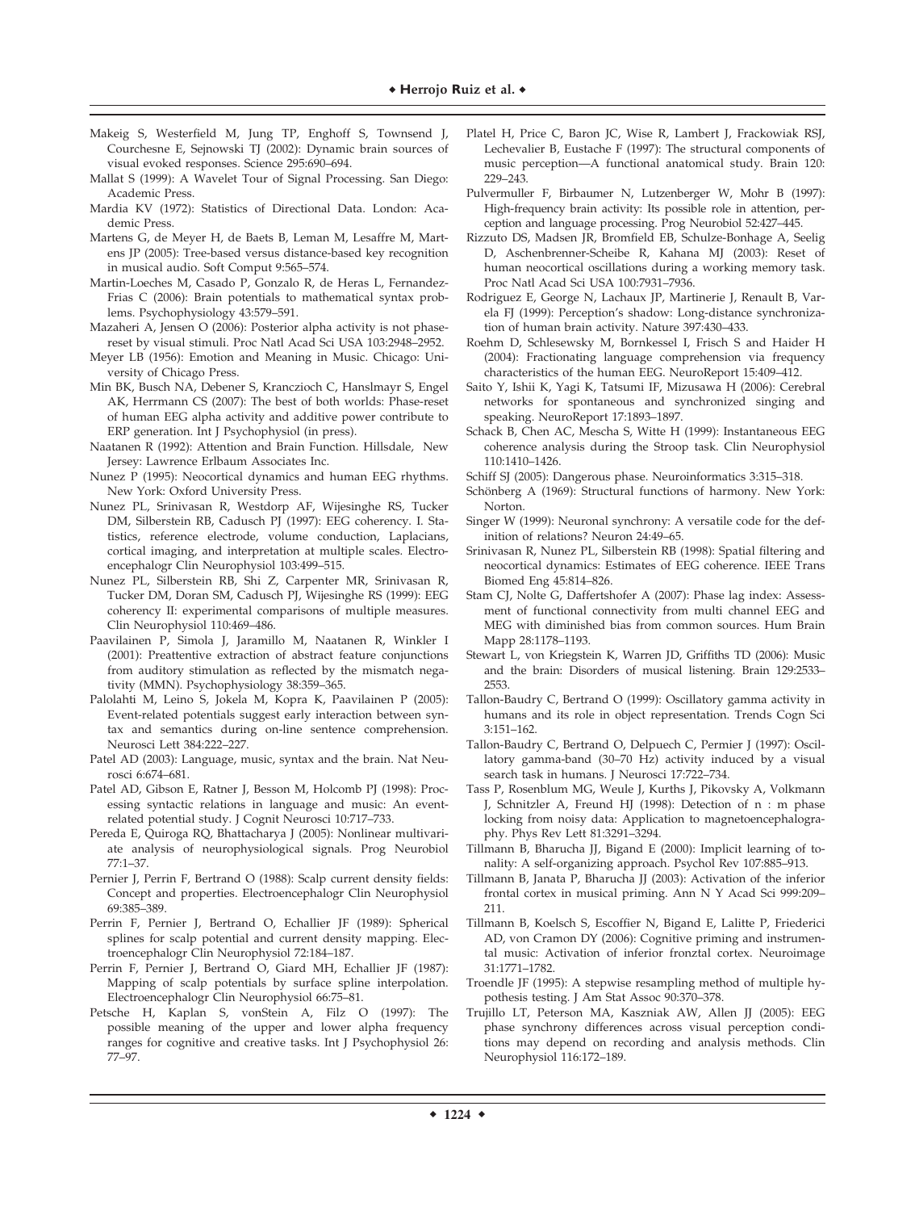Makeig S, Westerfield M, Jung TP, Enghoff S, Townsend J, Courchesne E, Sejnowski TJ (2002): Dynamic brain sources of visual evoked responses. Science 295:690–694.

Mallat S (1999): A Wavelet Tour of Signal Processing. San Diego: Academic Press.

Mardia KV (1972): Statistics of Directional Data. London: Academic Press.

Martens G, de Meyer H, de Baets B, Leman M, Lesaffre M, Martens JP (2005): Tree-based versus distance-based key recognition in musical audio. Soft Comput 9:565–574.

Martin-Loeches M, Casado P, Gonzalo R, de Heras L, Fernandez-Frias C (2006): Brain potentials to mathematical syntax problems. Psychophysiology 43:579–591.

Mazaheri A, Jensen O (2006): Posterior alpha activity is not phase-reset by visual stimuli. Proc Natl Acad Sci USA 103:2948–2952.

Meyer LB (1956): Emotion and Meaning in Music. Chicago: University of Chicago Press.

Min BK, Busch NA, Debener S, Kranczioch C, Hanslmayr S, Engel AK, Herrmann CS (2007): The best of both worlds: Phase-reset of human EEG alpha activity and additive power contribute to ERP generation. Int J Psychophysiol (in press).

Naatanen R (1992): Attention and Brain Function. Hillsdale, New Jersey: Lawrence Erlbaum Associates Inc.

Nunez P (1995): Neocortical dynamics and human EEG rhythms. New York: Oxford University Press.

Nunez PL, Srinivasan R, Westdorp AF, Wijesinghe RS, Tucker DM, Silberstein RB, Cadusch PJ (1997): EEG coherency. I. Statistics, reference electrode, volume conduction, Laplacians, cortical imaging, and interpretation at multiple scales. Electroencephalogr Clin Neurophysiol 103:499–515.

Nunez PL, Silberstein RB, Shi Z, Carpenter MR, Srinivasan R, Tucker DM, Doran SM, Cadusch PJ, Wijesinghe RS (1999): EEG coherency II: experimental comparisons of multiple measures. Clin Neurophysiol 110:469–486.

Paavilainen P, Simola J, Jaramillo M, Naatanen R, Winkler I (2001): Preattentive extraction of abstract feature conjunctions from auditory stimulation as reflected by the mismatch negativity (MMN). Psychophysiology 38:359–365.

Palolahti M, Leino S, Jokela M, Kopra K, Paavilainen P (2005): Event-related potentials suggest early interaction between syntax and semantics during on-line sentence comprehension. Neurosci Lett 384:222–227.

Patel AD (2003): Language, music, syntax and the brain. Nat Neurosci 6:674–681.

Patel AD, Gibson E, Ratner J, Besson M, Holcomb PJ (1998): Processing syntactic relations in language and music: An event-related potential study. J Cognit Neurosci 10:717–733.

Pereda E, Quiroga RQ, Bhattacharya J (2005): Nonlinear multivariate analysis of neurophysiological signals. Prog Neurobiol 77:1–37.

Pernier J, Perrin F, Bertrand O (1988): Scalp current density fields: Concept and properties. Electroencephalogr Clin Neurophysiol 69:385–389.

Perrin F, Pernier J, Bertrand O, Echallier JF (1989): Spherical splines for scalp potential and current density mapping. Electroencephalogr Clin Neurophysiol 72:184–187.

Perrin F, Pernier J, Bertrand O, Giard MH, Echallier JF (1987): Mapping of scalp potentials by surface spline interpolation. Electroencephalogr Clin Neurophysiol 66:75–81.

Petsche H, Kaplan S, vonStein A, Filz O (1997): The possible meaning of the upper and lower alpha frequency ranges for cognitive and creative tasks. Int J Psychophysiol 26: 77–97.

Platel H, Price C, Baron JC, Wise R, Lambert J, Frackowiak RSJ, Lechevalier B, Eustache F (1997): The structural components of music perception—A functional anatomical study. Brain 120: 229–243.

Pulvermuller F, Birbaumer N, Lutzenberger W, Mohr B (1997): High-frequency brain activity: Its possible role in attention, perception and language processing. Prog Neurobiol 52:427–445.

Rizzuto DS, Madsen JR, Bromfield EB, Schulze-Bonhage A, Seelig D, Aschenbrenner-Scheibe R, Kahana MJ (2003): Reset of human neocortical oscillations during a working memory task. Proc Natl Acad Sci USA 100:7931–7936.

Rodriguez E, George N, Lachaux JP, Martinerie J, Renault B, Varela FJ (1999): Perception's shadow: Long-distance synchronization of human brain activity. Nature 397:430–433.

Roehm D, Schlesewsky M, Bornkessel I, Frisch S and Haider H (2004): Fractionating language comprehension via frequency characteristics of the human EEG. NeuroReport 15:409–412.

Saito Y, Ishii K, Yagi K, Tatsumi IF, Mizusawa H (2006): Cerebral networks for spontaneous and synchronized singing and speaking. NeuroReport 17:1893–1897.

Schack B, Chen AC, Mescha S, Witte H (1999): Instantaneous EEG coherence analysis during the Stroop task. Clin Neurophysiol 110:1410–1426.

Schiff SJ (2005): Dangerous phase. Neuroinformatics 3:315–318.

Schönberg A (1969): Structural functions of harmony. New York: Norton.

Singer W (1999): Neuronal synchrony: A versatile code for the definition of relations? Neuron 24:49–65.

Srinivasan R, Nunez PL, Silberstein RB (1998): Spatial filtering and neocortical dynamics: Estimates of EEG coherence. IEEE Trans Biomed Eng 45:814–826.

Stam CJ, Nolte G, Daffertshofer A (2007): Phase lag index: Assessment of functional connectivity from multi channel EEG and MEG with diminished bias from common sources. Hum Brain Mapp 28:1178–1193.

Stewart L, von Kriegstein K, Warren JD, Griffiths TD (2006): Music and the brain: Disorders of musical listening. Brain 129:2533–2553.

Tallon-Baudry C, Bertrand O (1999): Oscillatory gamma activity in humans and its role in object representation. Trends Cogn Sci 3:151–162.

Tallon-Baudry C, Bertrand O, Delpuech C, Permier J (1997): Oscillatory gamma-band (30–70 Hz) activity induced by a visual search task in humans. J Neurosci 17:722–734.

Tass P, Rosenblum MG, Weule J, Kurths J, Pikovsky A, Volkmann J, Schnitzler A, Freund HJ (1998): Detection of n : m phase locking from noisy data: Application to magnetoencephalography. Phys Rev Lett 81:3291–3294.

Tillmann B, Bharucha JJ, Bigand E (2000): Implicit learning of tonality: A self-organizing approach. Psychol Rev 107:885–913.

Tillmann B, Janata P, Bharucha JJ (2003): Activation of the inferior frontal cortex in musical priming. Ann N Y Acad Sci 999:209–211.

Tillmann B, Koelsch S, Escoffier N, Bigand E, Lalitte P, Friederici AD, von Cramon DY (2006): Cognitive priming and instrumental music: Activation of inferior fronztal cortex. Neuroimage 31:1771–1782.

Troendle JF (1995): A stepwise resampling method of multiple hypothesis testing. J Am Stat Assoc 90:370–378.

Trujillo LT, Peterson MA, Kaszniak AW, Allen JJ (2005): EEG phase synchrony differences across visual perception conditions may depend on recording and analysis methods. Clin Neurophysiol 116:172–189.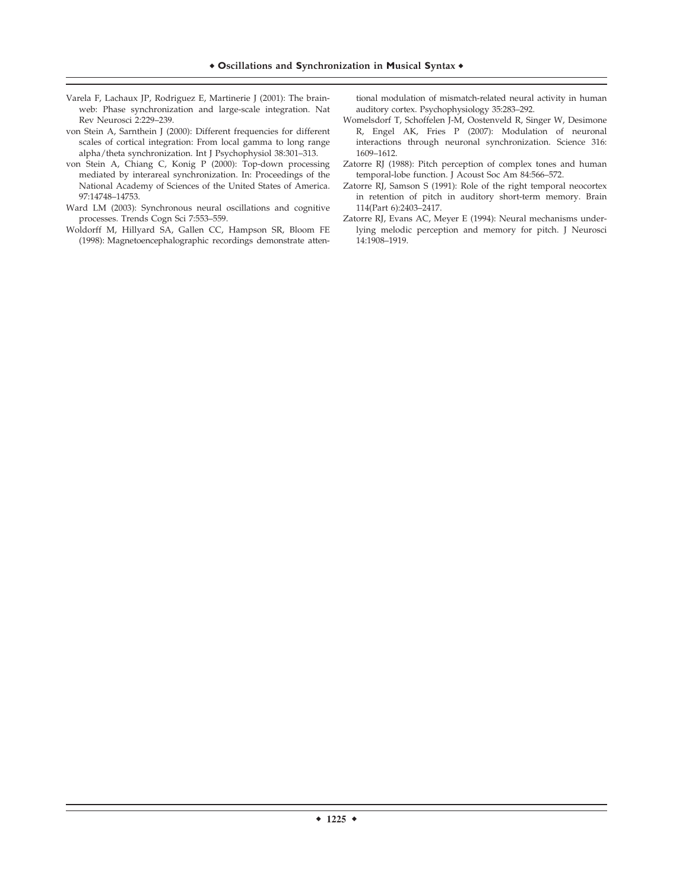Varela F, Lachaux JP, Rodriguez E, Martinerie J (2001): The brainweb: Phase synchronization and large-scale integration. Nat Rev Neurosci 2:229–239.

von Stein A, Sarnthein J (2000): Different frequencies for different scales of cortical integration: From local gamma to long range alpha/theta synchronization. Int J Psychophysiol 38:301–313.

von Stein A, Chiang C, Konig P (2000): Top-down processing mediated by interareal synchronization. In: Proceedings of the National Academy of Sciences of the United States of America. 97:14748–14753.

Ward LM (2003): Synchronous neural oscillations and cognitive processes. Trends Cogn Sci 7:553–559.

Woldorff M, Hillyard SA, Gallen CC, Hampson SR, Bloom FE (1998): Magnetoencephalographic recordings demonstrate attentional modulation of mismatch-related neural activity in human auditory cortex. Psychophysiology 35:283–292.

Womelsdorf T, Schoffelen J-M, Oostenveld R, Singer W, Desimone R, Engel AK, Fries P (2007): Modulation of neuronal interactions through neuronal synchronization. Science 316: 1609–1612.

Zatorre RJ (1988): Pitch perception of complex tones and human temporal-lobe function. J Acoust Soc Am 84:566–572.

Zatorre RJ, Samson S (1991): Role of the right temporal neocortex in retention of pitch in auditory short-term memory. Brain 114(Part 6):2403–2417.

Zatorre RJ, Evans AC, Meyer E (1994): Neural mechanisms underlying melodic perception and memory for pitch. J Neurosci 14:1908–1919.